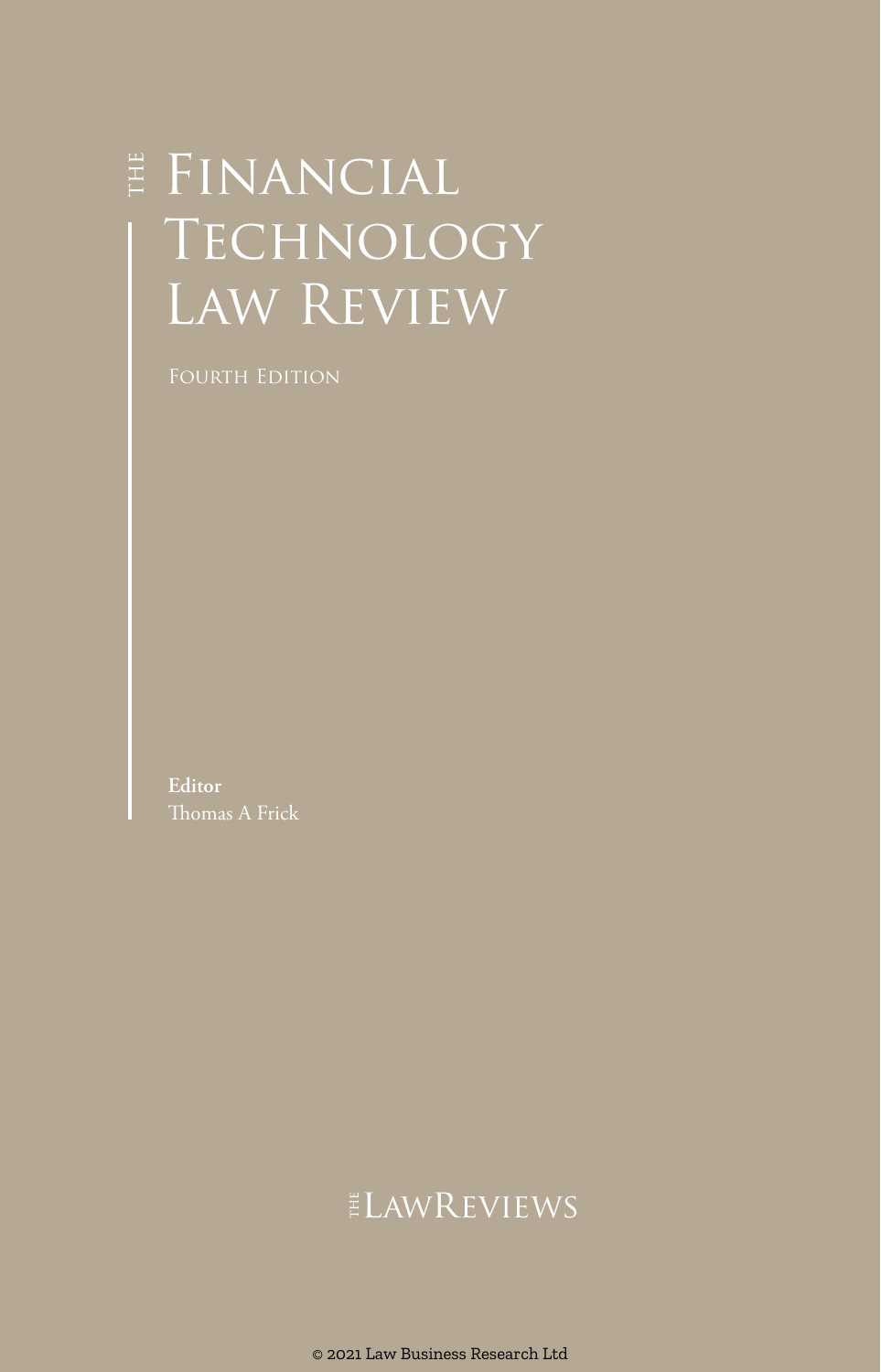# The Financial Technology Law Review

Fourth Edition

**Editor**
Thomas A Frick

The LawReviews

© 2021 Law Business Research Ltd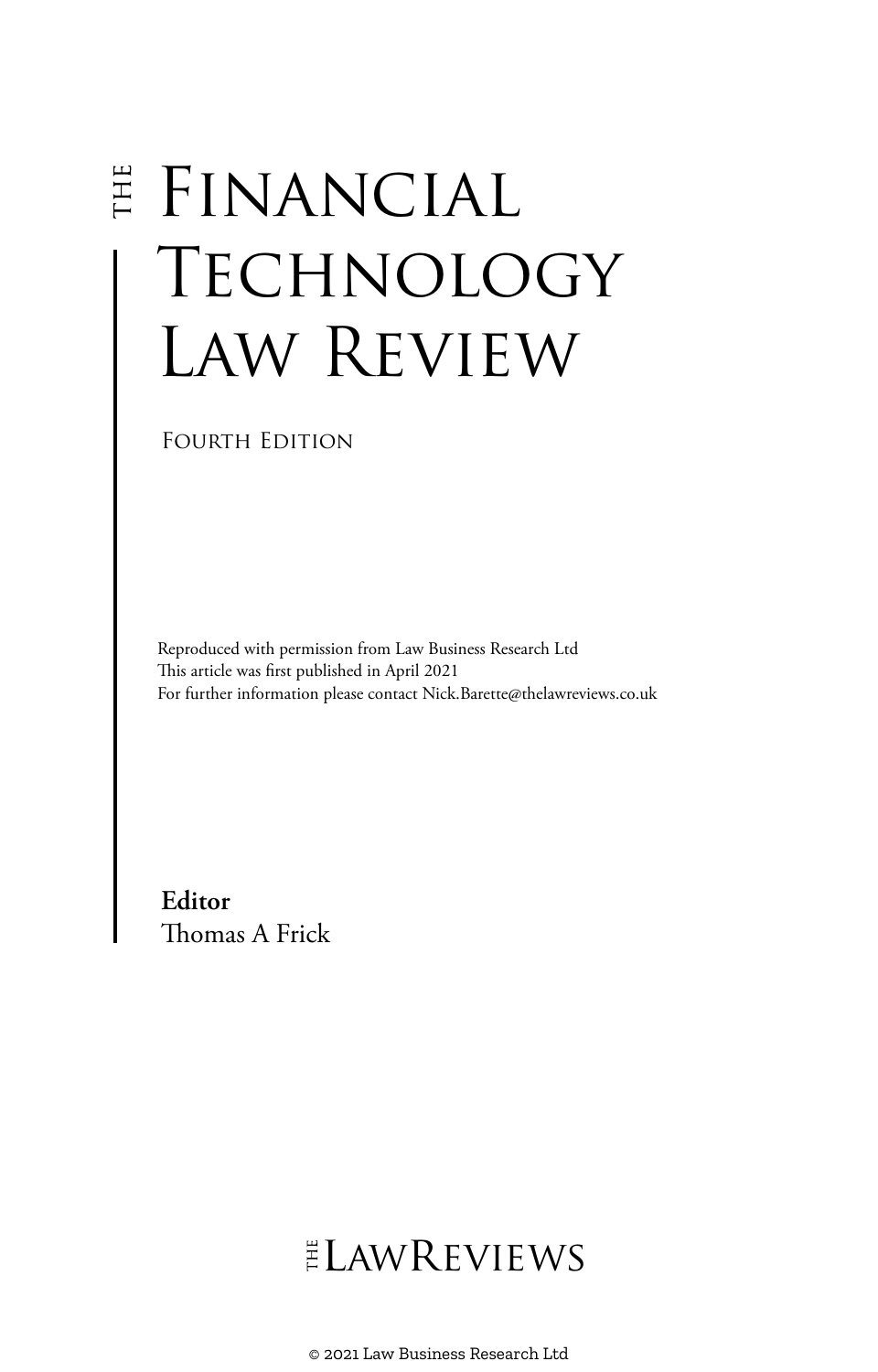# THE FINANCIAL TECHNOLOGY LAW REVIEW

FOURTH EDITION

Reproduced with permission from Law Business Research Ltd
This article was first published in April 2021
For further information please contact Nick.Barette@thelawreviews.co.uk

**Editor**
Thomas A Frick

THE LAWREVIEWS

© 2021 Law Business Research Ltd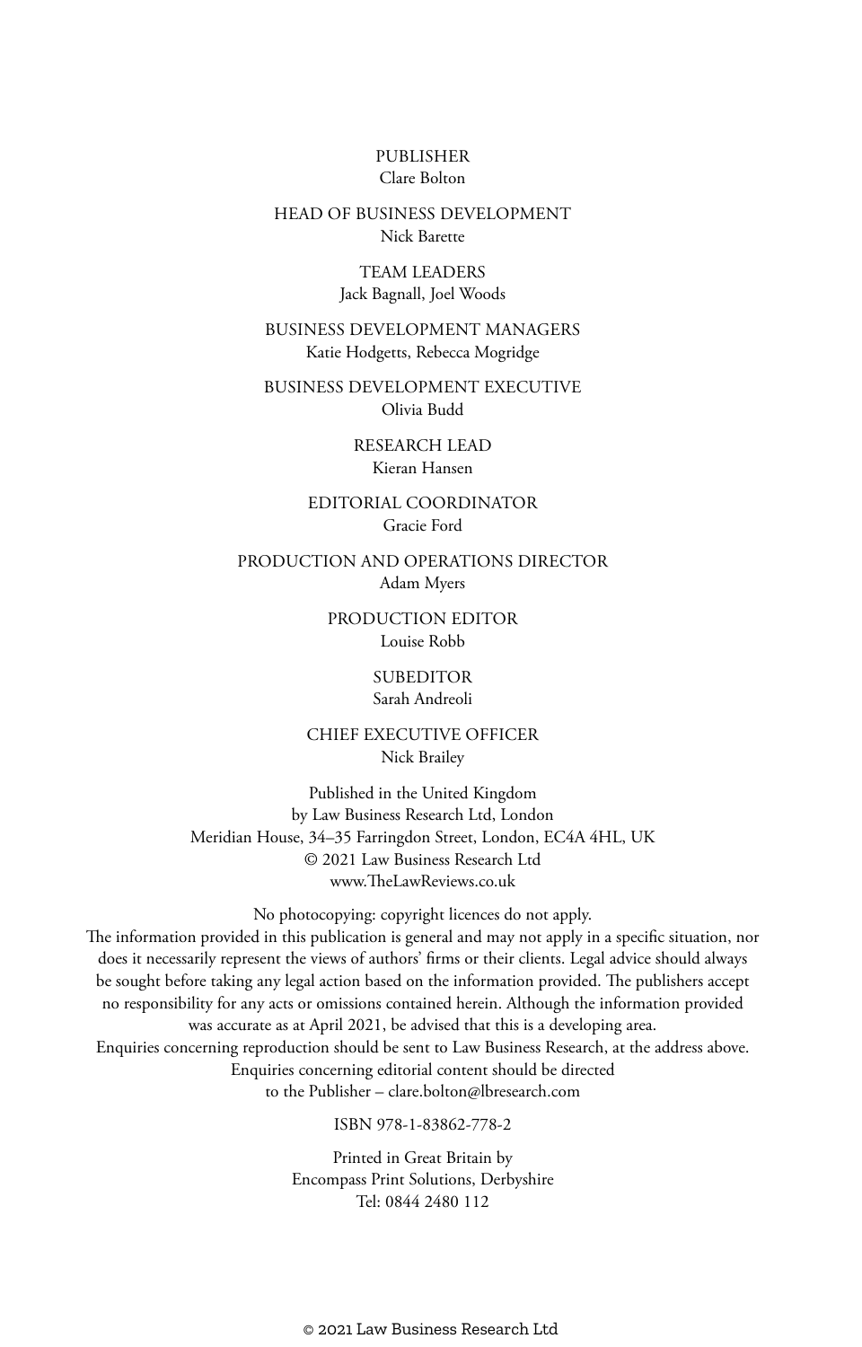PUBLISHER
Clare Bolton

HEAD OF BUSINESS DEVELOPMENT
Nick Barette

TEAM LEADERS
Jack Bagnall, Joel Woods

BUSINESS DEVELOPMENT MANAGERS
Katie Hodgetts, Rebecca Mogridge

BUSINESS DEVELOPMENT EXECUTIVE
Olivia Budd

RESEARCH LEAD
Kieran Hansen

EDITORIAL COORDINATOR
Gracie Ford

PRODUCTION AND OPERATIONS DIRECTOR
Adam Myers

PRODUCTION EDITOR
Louise Robb

SUBEDITOR
Sarah Andreoli

CHIEF EXECUTIVE OFFICER
Nick Brailey

Published in the United Kingdom
by Law Business Research Ltd, London
Meridian House, 34–35 Farringdon Street, London, EC4A 4HL, UK
© 2021 Law Business Research Ltd
www.TheLawReviews.co.uk

No photocopying: copyright licences do not apply.
The information provided in this publication is general and may not apply in a specific situation, nor does it necessarily represent the views of authors' firms or their clients. Legal advice should always be sought before taking any legal action based on the information provided. The publishers accept no responsibility for any acts or omissions contained herein. Although the information provided was accurate as at April 2021, be advised that this is a developing area.
Enquiries concerning reproduction should be sent to Law Business Research, at the address above.
Enquiries concerning editorial content should be directed
to the Publisher – clare.bolton@lbresearch.com

ISBN 978-1-83862-778-2

Printed in Great Britain by
Encompass Print Solutions, Derbyshire
Tel: 0844 2480 112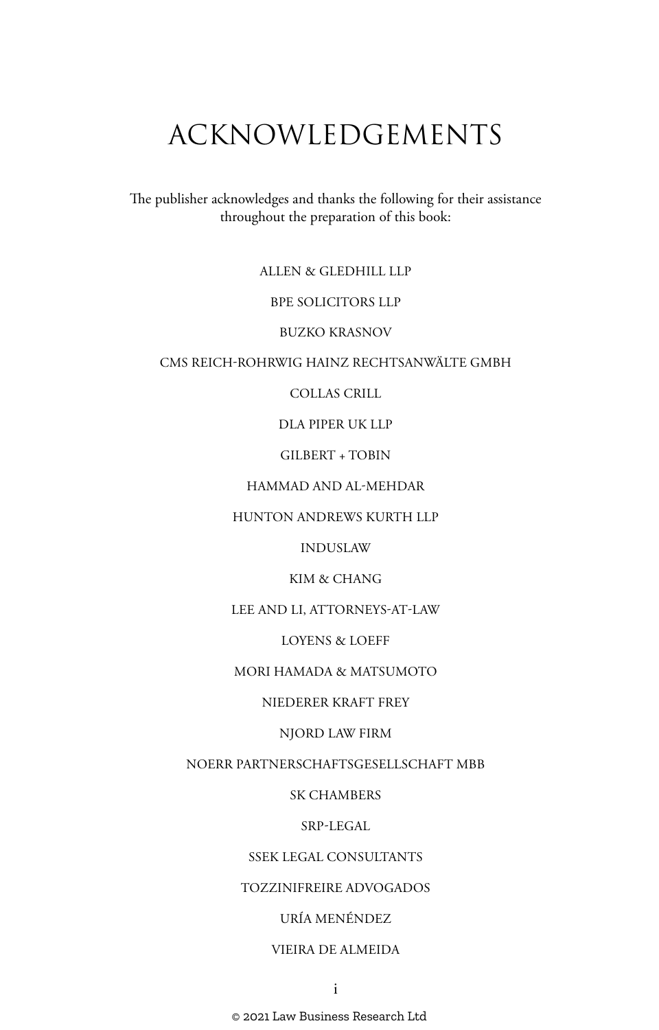# ACKNOWLEDGEMENTS

The publisher acknowledges and thanks the following for their assistance throughout the preparation of this book:

ALLEN & GLEDHILL LLP

BPE SOLICITORS LLP

BUZKO KRASNOV

CMS REICH-ROHRWIG HAINZ RECHTSANWÄLTE GMBH

COLLAS CRILL

DLA PIPER UK LLP

GILBERT + TOBIN

HAMMAD AND AL-MEHDAR

HUNTON ANDREWS KURTH LLP

INDUSLAW

KIM & CHANG

LEE AND LI, ATTORNEYS-AT-LAW

LOYENS & LOEFF

MORI HAMADA & MATSUMOTO

NIEDERER KRAFT FREY

NJORD LAW FIRM

NOERR PARTNERSCHAFTSGESELLSCHAFT MBB

SK CHAMBERS

SRP-LEGAL

SSEK LEGAL CONSULTANTS

TOZZINIFREIRE ADVOGADOS

URÍA MENÉNDEZ

VIEIRA DE ALMEIDA

© 2021 Law Business Research Ltd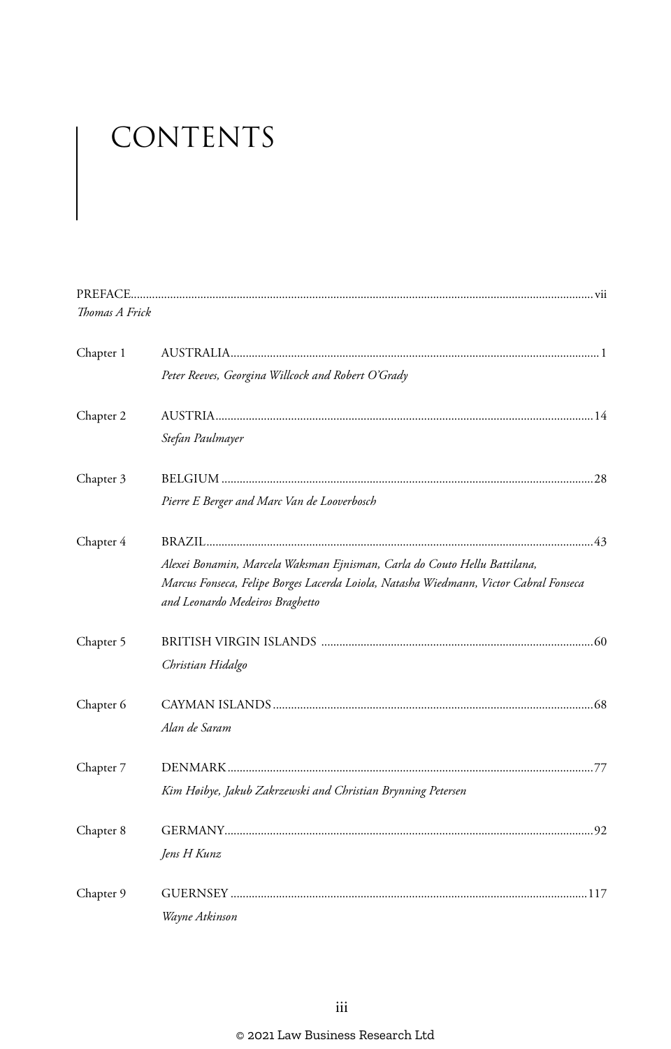# CONTENTS

PREFACE ..... vii
*Thomas A Frick*

Chapter 1 AUSTRALIA ..... 1
*Peter Reeves, Georgina Willcock and Robert O'Grady*

Chapter 2 AUSTRIA ..... 14
*Stefan Paulmayer*

Chapter 3 BELGIUM ..... 28
*Pierre E Berger and Marc Van de Looverbosch*

Chapter 4 BRAZIL ..... 43
*Alexei Bonamin, Marcela Waksman Ejnisman, Carla do Couto Hellu Battilana, Marcus Fonseca, Felipe Borges Lacerda Loiola, Natasha Wiedmann, Victor Cabral Fonseca and Leonardo Medeiros Braghetto*

Chapter 5 BRITISH VIRGIN ISLANDS ..... 60
*Christian Hidalgo*

Chapter 6 CAYMAN ISLANDS ..... 68
*Alan de Saram*

Chapter 7 DENMARK ..... 77
*Kim Høibye, Jakub Zakrzewski and Christian Brynning Petersen*

Chapter 8 GERMANY ..... 92
*Jens H Kunz*

Chapter 9 GUERNSEY ..... 117
*Wayne Atkinson*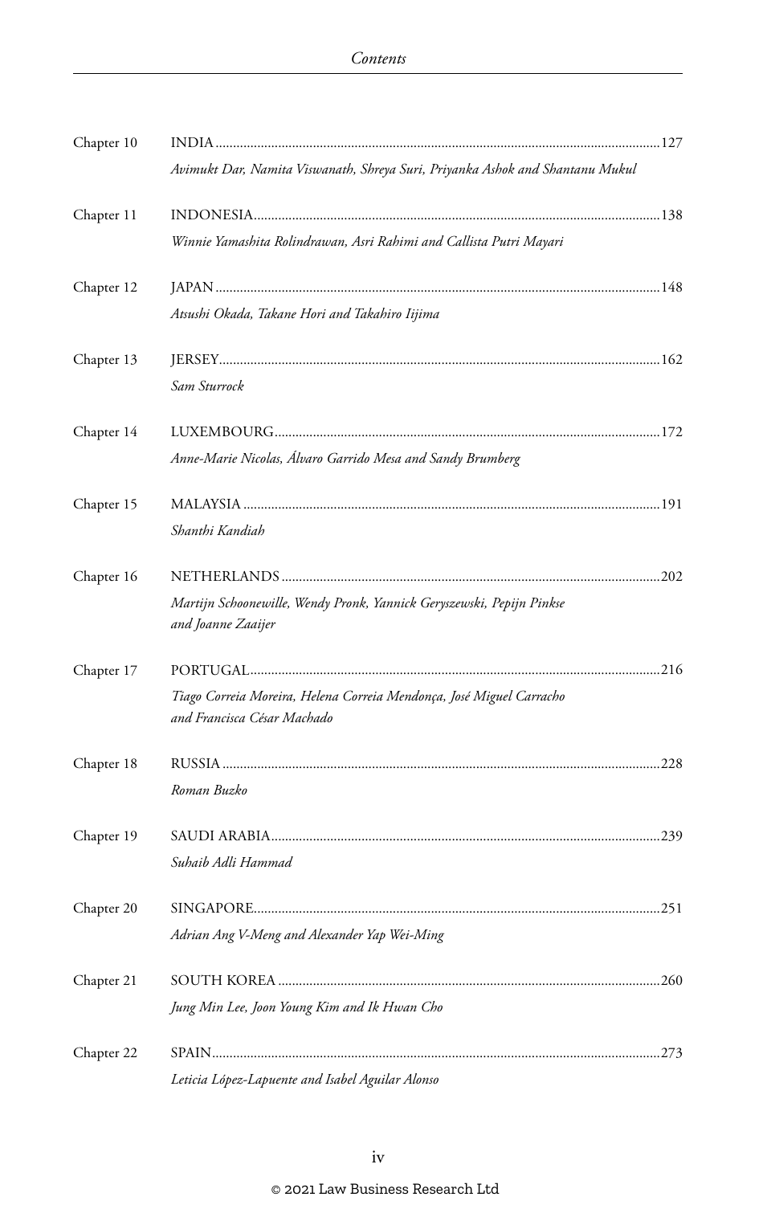| | |
|---|---|
| Chapter 10 | INDIA ... 127 <br> *Avimukt Dar, Namita Viswanath, Shreya Suri, Priyanka Ashok and Shantanu Mukul* |
| Chapter 11 | INDONESIA ... 138 <br> *Winnie Yamashita Rolindrawan, Asri Rahimi and Callista Putri Mayari* |
| Chapter 12 | JAPAN ... 148 <br> *Atsushi Okada, Takane Hori and Takahiro Iijima* |
| Chapter 13 | JERSEY ... 162 <br> *Sam Sturrock* |
| Chapter 14 | LUXEMBOURG ... 172 <br> *Anne-Marie Nicolas, Álvaro Garrido Mesa and Sandy Brumberg* |
| Chapter 15 | MALAYSIA ... 191 <br> *Shanthi Kandiah* |
| Chapter 16 | NETHERLANDS ... 202 <br> *Martijn Schoonewille, Wendy Pronk, Yannick Geryszewski, Pepijn Pinkse and Joanne Zaaijer* |
| Chapter 17 | PORTUGAL ... 216 <br> *Tiago Correia Moreira, Helena Correia Mendonça, José Miguel Carracho and Francisca César Machado* |
| Chapter 18 | RUSSIA ... 228 <br> *Roman Buzko* |
| Chapter 19 | SAUDI ARABIA ... 239 <br> *Suhaib Adli Hammad* |
| Chapter 20 | SINGAPORE ... 251 <br> *Adrian Ang V-Meng and Alexander Yap Wei-Ming* |
| Chapter 21 | SOUTH KOREA ... 260 <br> *Jung Min Lee, Joon Young Kim and Ik Hwan Cho* |
| Chapter 22 | SPAIN ... 273 <br> *Leticia López-Lapuente and Isabel Aguilar Alonso* |

© 2021 Law Business Research Ltd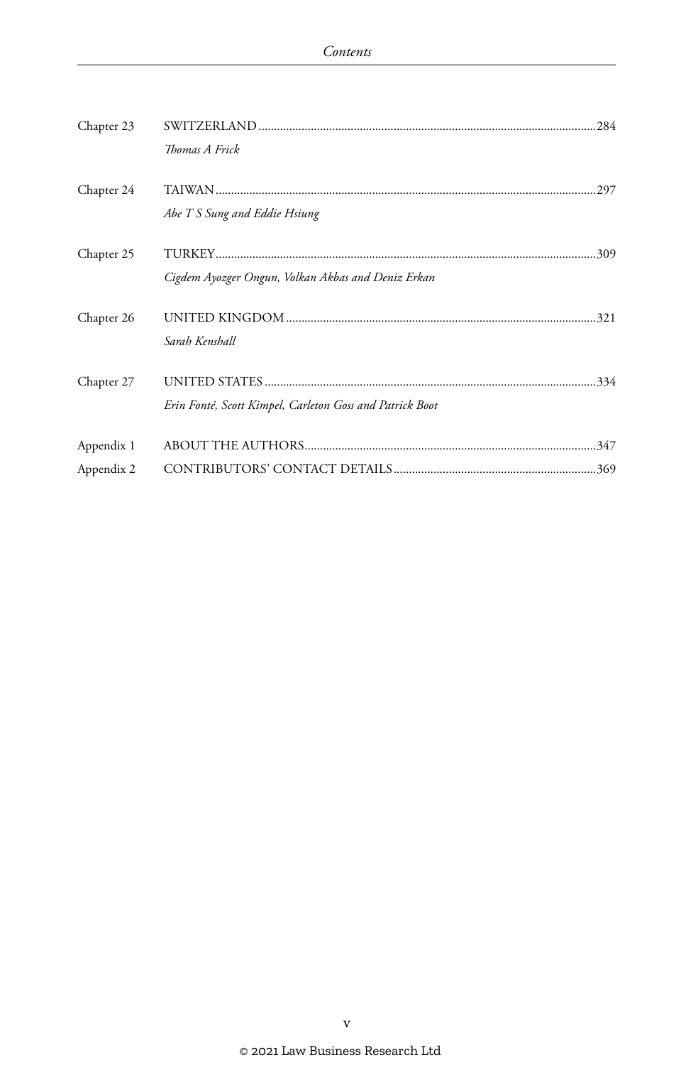| | | |
|---|---|---|
| Chapter 23 | SWITZERLAND<br>*Thomas A Frick* | 284 |
| Chapter 24 | TAIWAN<br>*Abe T S Sung and Eddie Hsiung* | 297 |
| Chapter 25 | TURKEY<br>*Cigdem Ayozger Ongun, Volkan Akbas and Deniz Erkan* | 309 |
| Chapter 26 | UNITED KINGDOM<br>*Sarah Kenshall* | 321 |
| Chapter 27 | UNITED STATES<br>*Erin Fonté, Scott Kimpel, Carleton Goss and Patrick Boot* | 334 |
| Appendix 1 | ABOUT THE AUTHORS | 347 |
| Appendix 2 | CONTRIBUTORS' CONTACT DETAILS | 369 |

© 2021 Law Business Research Ltd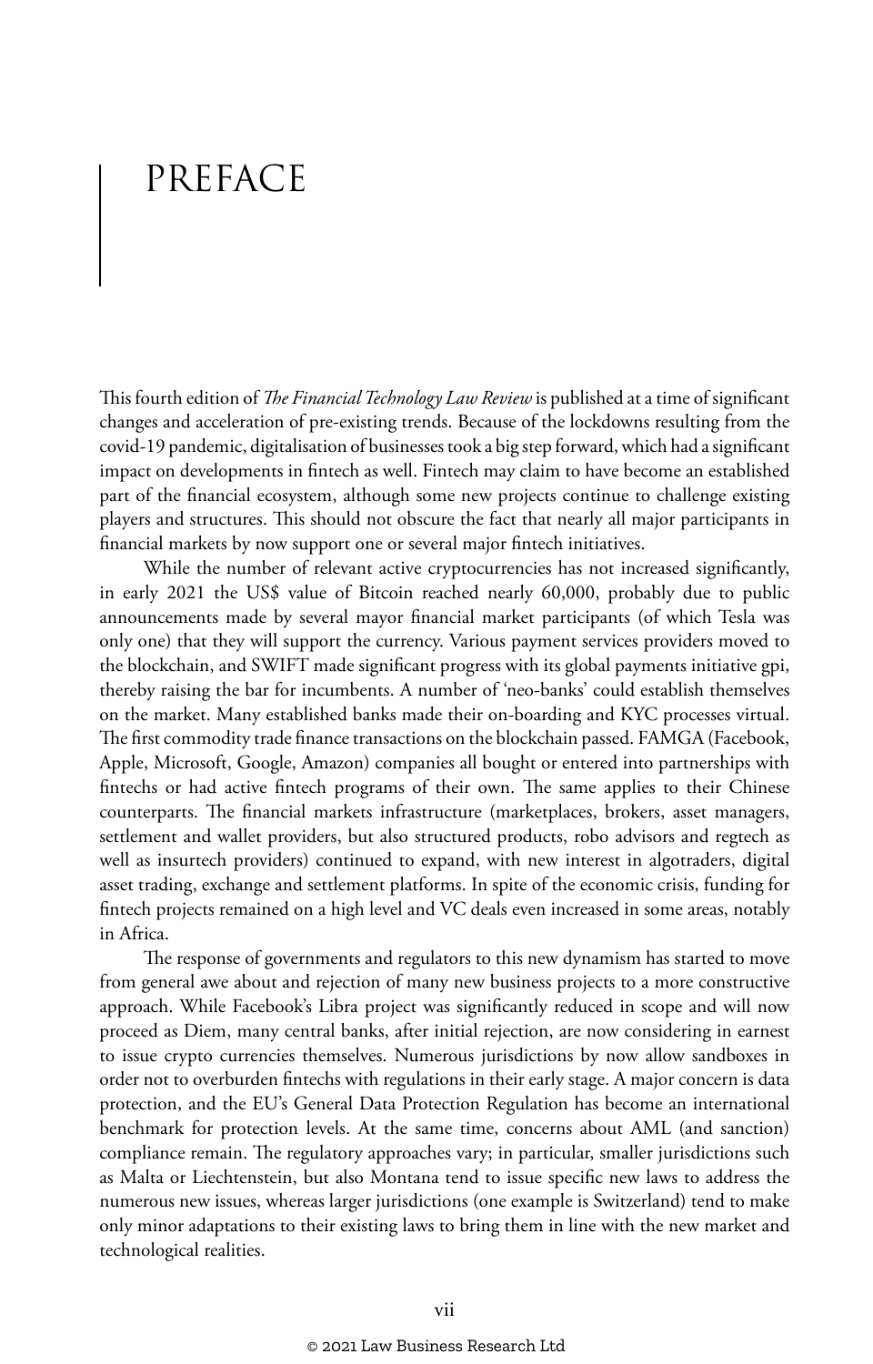# PREFACE

This fourth edition of *The Financial Technology Law Review* is published at a time of significant changes and acceleration of pre-existing trends. Because of the lockdowns resulting from the covid-19 pandemic, digitalisation of businesses took a big step forward, which had a significant impact on developments in fintech as well. Fintech may claim to have become an established part of the financial ecosystem, although some new projects continue to challenge existing players and structures. This should not obscure the fact that nearly all major participants in financial markets by now support one or several major fintech initiatives.

While the number of relevant active cryptocurrencies has not increased significantly, in early 2021 the US$ value of Bitcoin reached nearly 60,000, probably due to public announcements made by several mayor financial market participants (of which Tesla was only one) that they will support the currency. Various payment services providers moved to the blockchain, and SWIFT made significant progress with its global payments initiative gpi, thereby raising the bar for incumbents. A number of 'neo-banks' could establish themselves on the market. Many established banks made their on-boarding and KYC processes virtual. The first commodity trade finance transactions on the blockchain passed. FAMGA (Facebook, Apple, Microsoft, Google, Amazon) companies all bought or entered into partnerships with fintechs or had active fintech programs of their own. The same applies to their Chinese counterparts. The financial markets infrastructure (marketplaces, brokers, asset managers, settlement and wallet providers, but also structured products, robo advisors and regtech as well as insurtech providers) continued to expand, with new interest in algotraders, digital asset trading, exchange and settlement platforms. In spite of the economic crisis, funding for fintech projects remained on a high level and VC deals even increased in some areas, notably in Africa.

The response of governments and regulators to this new dynamism has started to move from general awe about and rejection of many new business projects to a more constructive approach. While Facebook's Libra project was significantly reduced in scope and will now proceed as Diem, many central banks, after initial rejection, are now considering in earnest to issue crypto currencies themselves. Numerous jurisdictions by now allow sandboxes in order not to overburden fintechs with regulations in their early stage. A major concern is data protection, and the EU's General Data Protection Regulation has become an international benchmark for protection levels. At the same time, concerns about AML (and sanction) compliance remain. The regulatory approaches vary; in particular, smaller jurisdictions such as Malta or Liechtenstein, but also Montana tend to issue specific new laws to address the numerous new issues, whereas larger jurisdictions (one example is Switzerland) tend to make only minor adaptations to their existing laws to bring them in line with the new market and technological realities.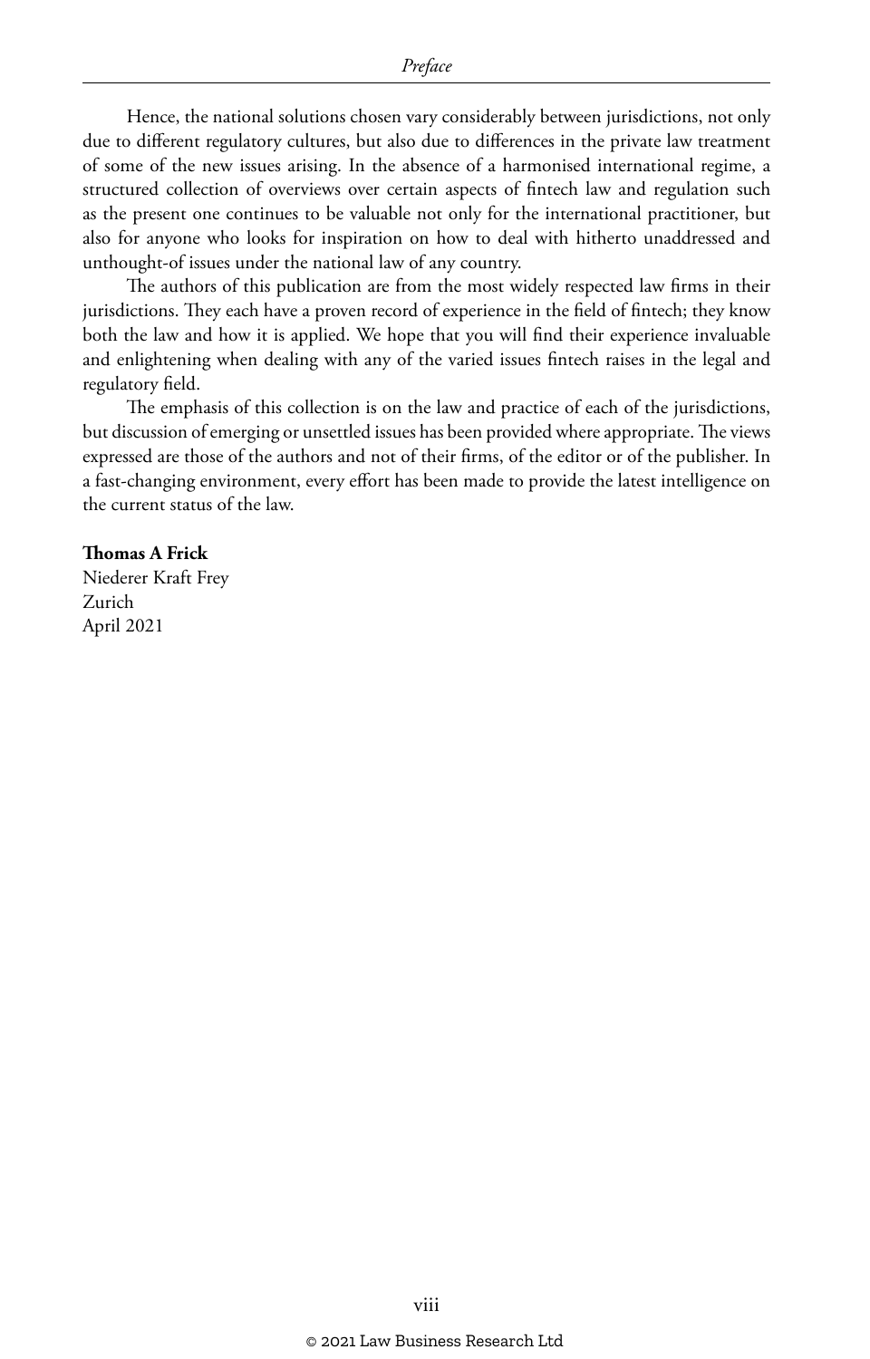Hence, the national solutions chosen vary considerably between jurisdictions, not only due to different regulatory cultures, but also due to differences in the private law treatment of some of the new issues arising. In the absence of a harmonised international regime, a structured collection of overviews over certain aspects of fintech law and regulation such as the present one continues to be valuable not only for the international practitioner, but also for anyone who looks for inspiration on how to deal with hitherto unaddressed and unthought-of issues under the national law of any country.

The authors of this publication are from the most widely respected law firms in their jurisdictions. They each have a proven record of experience in the field of fintech; they know both the law and how it is applied. We hope that you will find their experience invaluable and enlightening when dealing with any of the varied issues fintech raises in the legal and regulatory field.

The emphasis of this collection is on the law and practice of each of the jurisdictions, but discussion of emerging or unsettled issues has been provided where appropriate. The views expressed are those of the authors and not of their firms, of the editor or of the publisher. In a fast-changing environment, every effort has been made to provide the latest intelligence on the current status of the law.

**Thomas A Frick**
Niederer Kraft Frey
Zurich
April 2021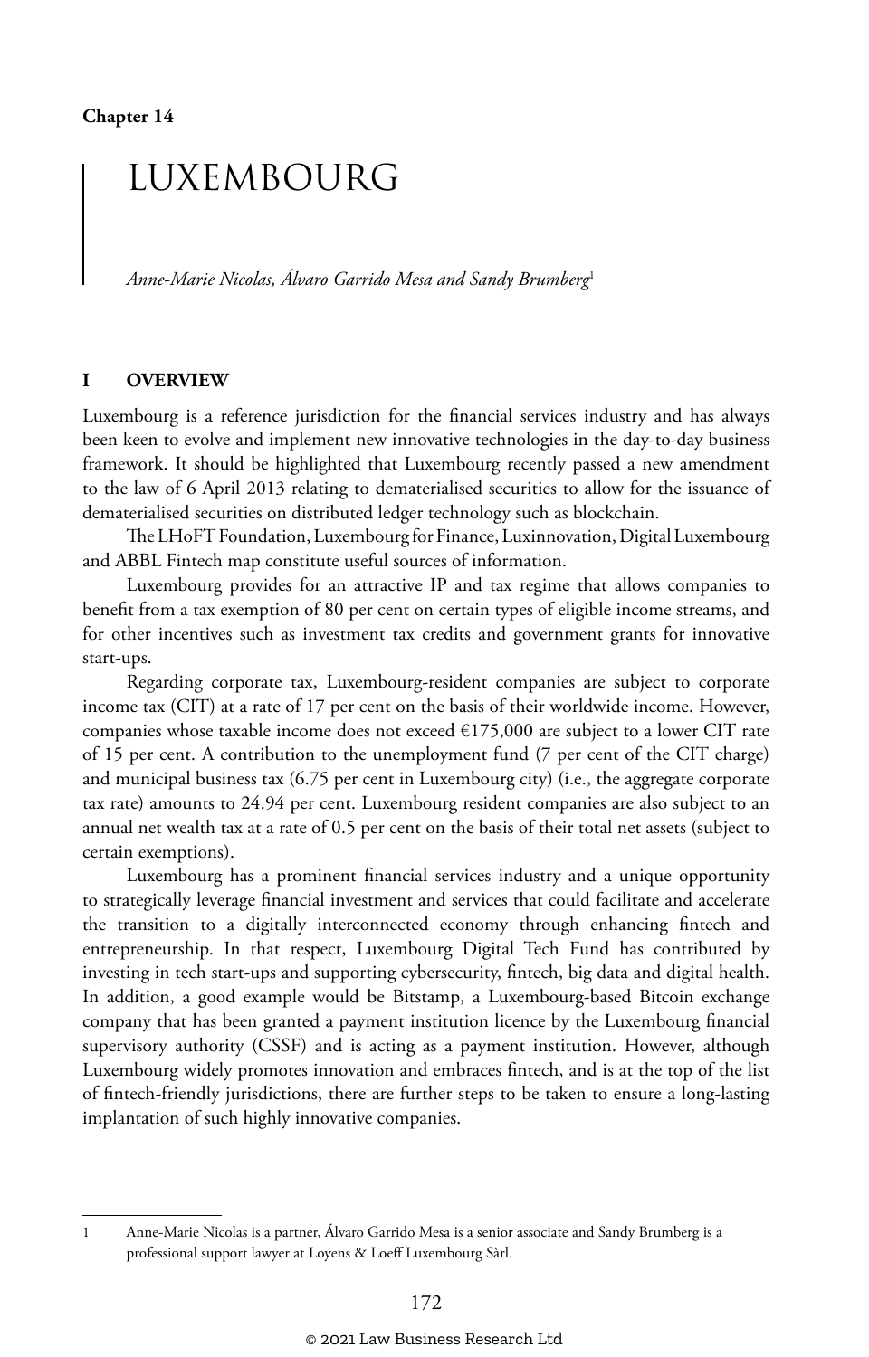**Chapter 14**

# LUXEMBOURG

*Anne-Marie Nicolas, Álvaro Garrido Mesa and Sandy Brumberg*[1]

## I OVERVIEW

Luxembourg is a reference jurisdiction for the financial services industry and has always been keen to evolve and implement new innovative technologies in the day-to-day business framework. It should be highlighted that Luxembourg recently passed a new amendment to the law of 6 April 2013 relating to dematerialised securities to allow for the issuance of dematerialised securities on distributed ledger technology such as blockchain.

The LHoFT Foundation, Luxembourg for Finance, Luxinnovation, Digital Luxembourg and ABBL Fintech map constitute useful sources of information.

Luxembourg provides for an attractive IP and tax regime that allows companies to benefit from a tax exemption of 80 per cent on certain types of eligible income streams, and for other incentives such as investment tax credits and government grants for innovative start-ups.

Regarding corporate tax, Luxembourg-resident companies are subject to corporate income tax (CIT) at a rate of 17 per cent on the basis of their worldwide income. However, companies whose taxable income does not exceed €175,000 are subject to a lower CIT rate of 15 per cent. A contribution to the unemployment fund (7 per cent of the CIT charge) and municipal business tax (6.75 per cent in Luxembourg city) (i.e., the aggregate corporate tax rate) amounts to 24.94 per cent. Luxembourg resident companies are also subject to an annual net wealth tax at a rate of 0.5 per cent on the basis of their total net assets (subject to certain exemptions).

Luxembourg has a prominent financial services industry and a unique opportunity to strategically leverage financial investment and services that could facilitate and accelerate the transition to a digitally interconnected economy through enhancing fintech and entrepreneurship. In that respect, Luxembourg Digital Tech Fund has contributed by investing in tech start-ups and supporting cybersecurity, fintech, big data and digital health. In addition, a good example would be Bitstamp, a Luxembourg-based Bitcoin exchange company that has been granted a payment institution licence by the Luxembourg financial supervisory authority (CSSF) and is acting as a payment institution. However, although Luxembourg widely promotes innovation and embraces fintech, and is at the top of the list of fintech-friendly jurisdictions, there are further steps to be taken to ensure a long-lasting implantation of such highly innovative companies.

---

1 Anne-Marie Nicolas is a partner, Álvaro Garrido Mesa is a senior associate and Sandy Brumberg is a professional support lawyer at Loyens & Loeff Luxembourg Sàrl.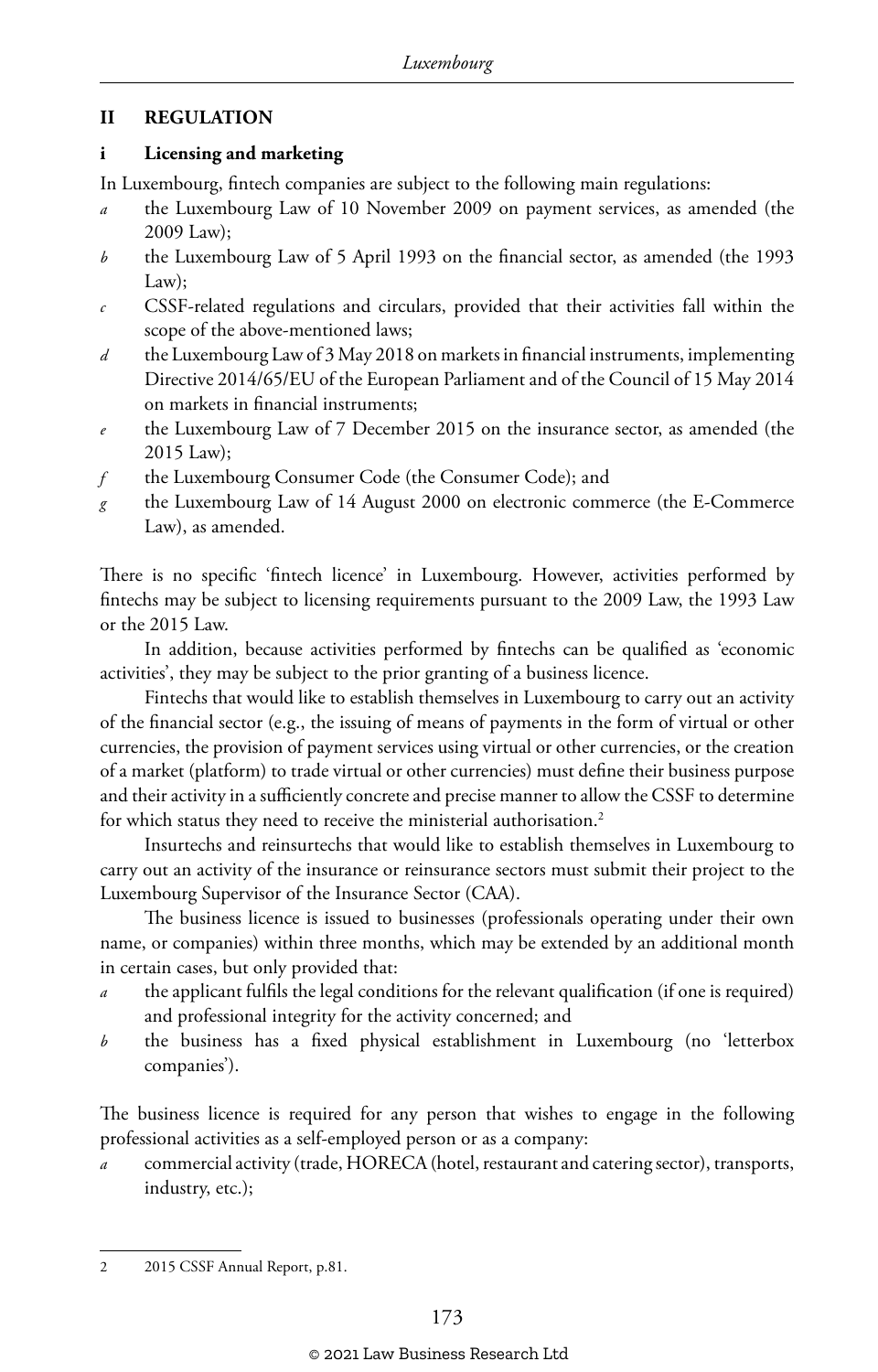## II REGULATION

### i Licensing and marketing

In Luxembourg, fintech companies are subject to the following main regulations:

- *a* the Luxembourg Law of 10 November 2009 on payment services, as amended (the 2009 Law);
- *b* the Luxembourg Law of 5 April 1993 on the financial sector, as amended (the 1993 Law);
- *c* CSSF-related regulations and circulars, provided that their activities fall within the scope of the above-mentioned laws;
- *d* the Luxembourg Law of 3 May 2018 on markets in financial instruments, implementing Directive 2014/65/EU of the European Parliament and of the Council of 15 May 2014 on markets in financial instruments;
- *e* the Luxembourg Law of 7 December 2015 on the insurance sector, as amended (the 2015 Law);
- *f* the Luxembourg Consumer Code (the Consumer Code); and
- *g* the Luxembourg Law of 14 August 2000 on electronic commerce (the E-Commerce Law), as amended.

There is no specific 'fintech licence' in Luxembourg. However, activities performed by fintechs may be subject to licensing requirements pursuant to the 2009 Law, the 1993 Law or the 2015 Law.

In addition, because activities performed by fintechs can be qualified as 'economic activities', they may be subject to the prior granting of a business licence.

Fintechs that would like to establish themselves in Luxembourg to carry out an activity of the financial sector (e.g., the issuing of means of payments in the form of virtual or other currencies, the provision of payment services using virtual or other currencies, or the creation of a market (platform) to trade virtual or other currencies) must define their business purpose and their activity in a sufficiently concrete and precise manner to allow the CSSF to determine for which status they need to receive the ministerial authorisation.[2]

Insurtechs and reinsurtechs that would like to establish themselves in Luxembourg to carry out an activity of the insurance or reinsurance sectors must submit their project to the Luxembourg Supervisor of the Insurance Sector (CAA).

The business licence is issued to businesses (professionals operating under their own name, or companies) within three months, which may be extended by an additional month in certain cases, but only provided that:

- *a* the applicant fulfils the legal conditions for the relevant qualification (if one is required) and professional integrity for the activity concerned; and
- *b* the business has a fixed physical establishment in Luxembourg (no 'letterbox companies').

The business licence is required for any person that wishes to engage in the following professional activities as a self-employed person or as a company:

- *a* commercial activity (trade, HORECA (hotel, restaurant and catering sector), transports, industry, etc.);

---

2 2015 CSSF Annual Report, p.81.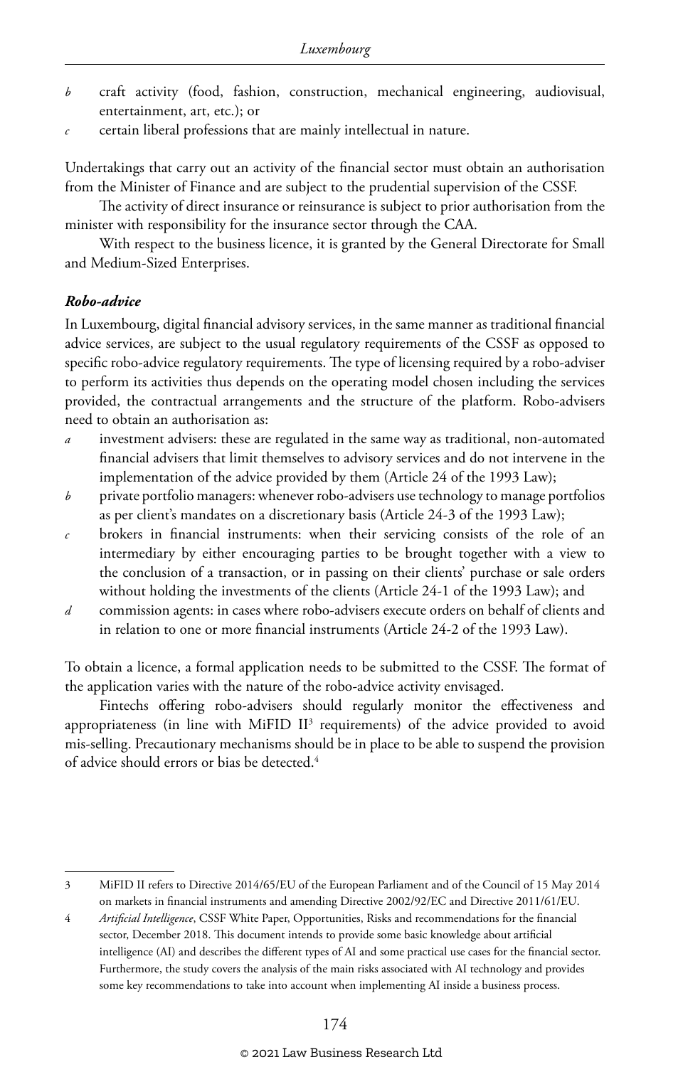*b* craft activity (food, fashion, construction, mechanical engineering, audiovisual, entertainment, art, etc.); or

*c* certain liberal professions that are mainly intellectual in nature.

Undertakings that carry out an activity of the financial sector must obtain an authorisation from the Minister of Finance and are subject to the prudential supervision of the CSSF.

The activity of direct insurance or reinsurance is subject to prior authorisation from the minister with responsibility for the insurance sector through the CAA.

With respect to the business licence, it is granted by the General Directorate for Small and Medium-Sized Enterprises.

***Robo-advice***

In Luxembourg, digital financial advisory services, in the same manner as traditional financial advice services, are subject to the usual regulatory requirements of the CSSF as opposed to specific robo-advice regulatory requirements. The type of licensing required by a robo-adviser to perform its activities thus depends on the operating model chosen including the services provided, the contractual arrangements and the structure of the platform. Robo-advisers need to obtain an authorisation as:

*a* investment advisers: these are regulated in the same way as traditional, non-automated financial advisers that limit themselves to advisory services and do not intervene in the implementation of the advice provided by them (Article 24 of the 1993 Law);

*b* private portfolio managers: whenever robo-advisers use technology to manage portfolios as per client's mandates on a discretionary basis (Article 24-3 of the 1993 Law);

*c* brokers in financial instruments: when their servicing consists of the role of an intermediary by either encouraging parties to be brought together with a view to the conclusion of a transaction, or in passing on their clients' purchase or sale orders without holding the investments of the clients (Article 24-1 of the 1993 Law); and

*d* commission agents: in cases where robo-advisers execute orders on behalf of clients and in relation to one or more financial instruments (Article 24-2 of the 1993 Law).

To obtain a licence, a formal application needs to be submitted to the CSSF. The format of the application varies with the nature of the robo-advice activity envisaged.

Fintechs offering robo-advisers should regularly monitor the effectiveness and appropriateness (in line with MiFID II[3] requirements) of the advice provided to avoid mis-selling. Precautionary mechanisms should be in place to be able to suspend the provision of advice should errors or bias be detected.[4]

---

3 MiFID II refers to Directive 2014/65/EU of the European Parliament and of the Council of 15 May 2014 on markets in financial instruments and amending Directive 2002/92/EC and Directive 2011/61/EU.

4 *Artificial Intelligence*, CSSF White Paper, Opportunities, Risks and recommendations for the financial sector, December 2018. This document intends to provide some basic knowledge about artificial intelligence (AI) and describes the different types of AI and some practical use cases for the financial sector. Furthermore, the study covers the analysis of the main risks associated with AI technology and provides some key recommendations to take into account when implementing AI inside a business process.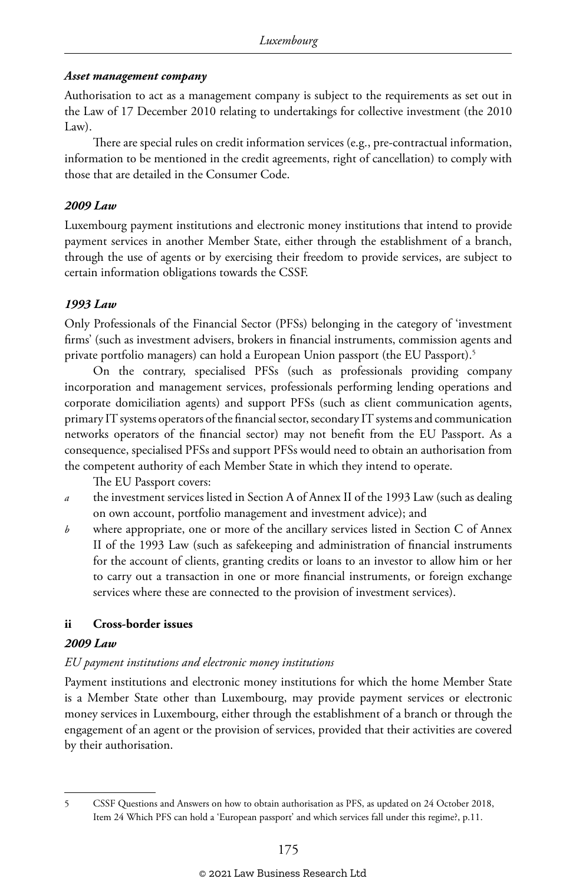#### *Asset management company*

Authorisation to act as a management company is subject to the requirements as set out in the Law of 17 December 2010 relating to undertakings for collective investment (the 2010 Law).

There are special rules on credit information services (e.g., pre-contractual information, information to be mentioned in the credit agreements, right of cancellation) to comply with those that are detailed in the Consumer Code.

#### *2009 Law*

Luxembourg payment institutions and electronic money institutions that intend to provide payment services in another Member State, either through the establishment of a branch, through the use of agents or by exercising their freedom to provide services, are subject to certain information obligations towards the CSSF.

#### *1993 Law*

Only Professionals of the Financial Sector (PFSs) belonging in the category of 'investment firms' (such as investment advisers, brokers in financial instruments, commission agents and private portfolio managers) can hold a European Union passport (the EU Passport).[5]

On the contrary, specialised PFSs (such as professionals providing company incorporation and management services, professionals performing lending operations and corporate domiciliation agents) and support PFSs (such as client communication agents, primary IT systems operators of the financial sector, secondary IT systems and communication networks operators of the financial sector) may not benefit from the EU Passport. As a consequence, specialised PFSs and support PFSs would need to obtain an authorisation from the competent authority of each Member State in which they intend to operate.

The EU Passport covers:

- *a* the investment services listed in Section A of Annex II of the 1993 Law (such as dealing on own account, portfolio management and investment advice); and
- *b* where appropriate, one or more of the ancillary services listed in Section C of Annex II of the 1993 Law (such as safekeeping and administration of financial instruments for the account of clients, granting credits or loans to an investor to allow him or her to carry out a transaction in one or more financial instruments, or foreign exchange services where these are connected to the provision of investment services).

### ii Cross-border issues

#### *2009 Law*

*EU payment institutions and electronic money institutions*

Payment institutions and electronic money institutions for which the home Member State is a Member State other than Luxembourg, may provide payment services or electronic money services in Luxembourg, either through the establishment of a branch or through the engagement of an agent or the provision of services, provided that their activities are covered by their authorisation.

---

5 CSSF Questions and Answers on how to obtain authorisation as PFS, as updated on 24 October 2018, Item 24 Which PFS can hold a 'European passport' and which services fall under this regime?, p.11.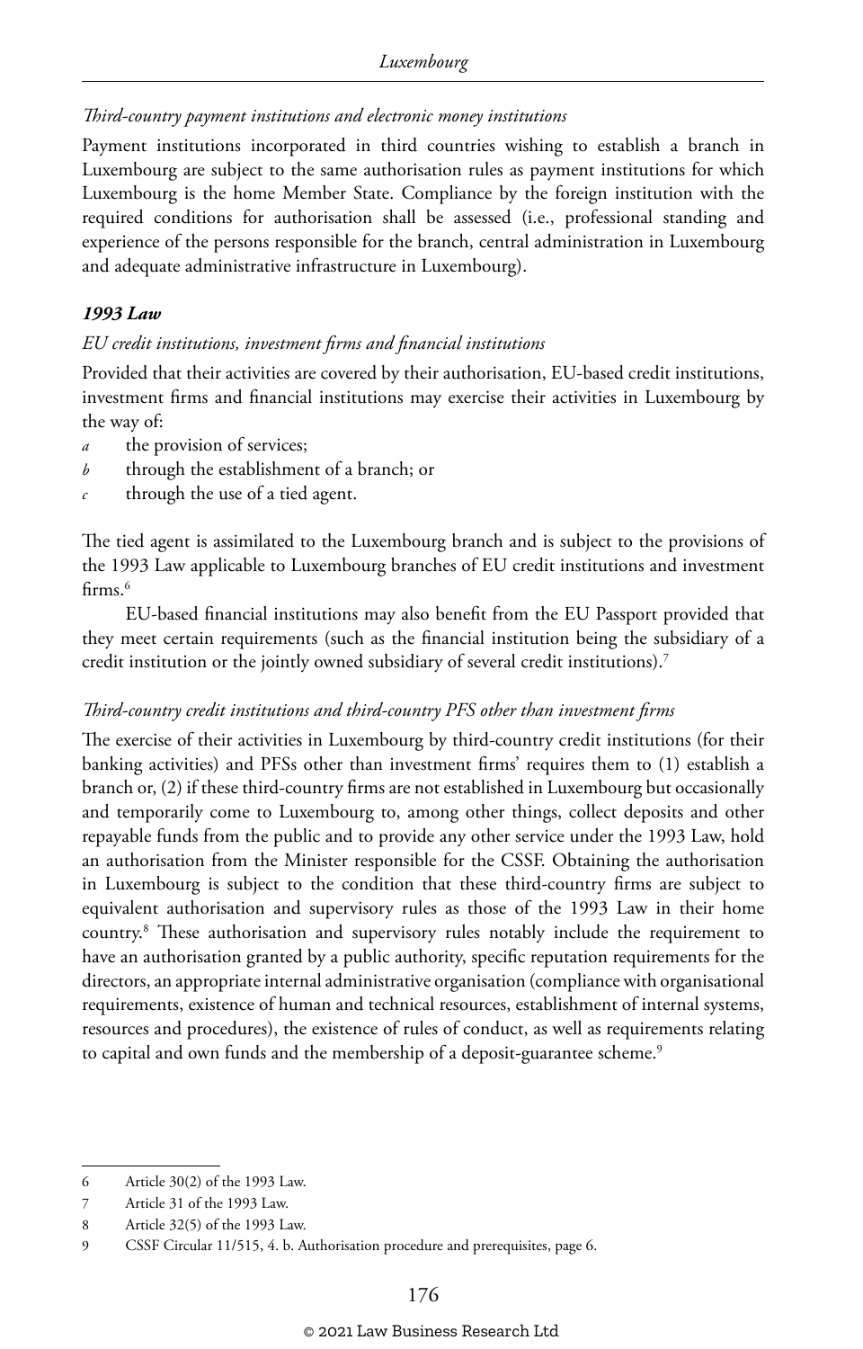*Third-country payment institutions and electronic money institutions*

Payment institutions incorporated in third countries wishing to establish a branch in Luxembourg are subject to the same authorisation rules as payment institutions for which Luxembourg is the home Member State. Compliance by the foreign institution with the required conditions for authorisation shall be assessed (i.e., professional standing and experience of the persons responsible for the branch, central administration in Luxembourg and adequate administrative infrastructure in Luxembourg).

***1993 Law***

*EU credit institutions, investment firms and financial institutions*

Provided that their activities are covered by their authorisation, EU-based credit institutions, investment firms and financial institutions may exercise their activities in Luxembourg by the way of:

*a* the provision of services;

*b* through the establishment of a branch; or

*c* through the use of a tied agent.

The tied agent is assimilated to the Luxembourg branch and is subject to the provisions of the 1993 Law applicable to Luxembourg branches of EU credit institutions and investment firms.[6]

EU-based financial institutions may also benefit from the EU Passport provided that they meet certain requirements (such as the financial institution being the subsidiary of a credit institution or the jointly owned subsidiary of several credit institutions).[7]

*Third-country credit institutions and third-country PFS other than investment firms*

The exercise of their activities in Luxembourg by third-country credit institutions (for their banking activities) and PFSs other than investment firms' requires them to (1) establish a branch or, (2) if these third-country firms are not established in Luxembourg but occasionally and temporarily come to Luxembourg to, among other things, collect deposits and other repayable funds from the public and to provide any other service under the 1993 Law, hold an authorisation from the Minister responsible for the CSSF. Obtaining the authorisation in Luxembourg is subject to the condition that these third-country firms are subject to equivalent authorisation and supervisory rules as those of the 1993 Law in their home country.[8] These authorisation and supervisory rules notably include the requirement to have an authorisation granted by a public authority, specific reputation requirements for the directors, an appropriate internal administrative organisation (compliance with organisational requirements, existence of human and technical resources, establishment of internal systems, resources and procedures), the existence of rules of conduct, as well as requirements relating to capital and own funds and the membership of a deposit-guarantee scheme.[9]

---

6 Article 30(2) of the 1993 Law.

7 Article 31 of the 1993 Law.

8 Article 32(5) of the 1993 Law.

9 CSSF Circular 11/515, 4. b. Authorisation procedure and prerequisites, page 6.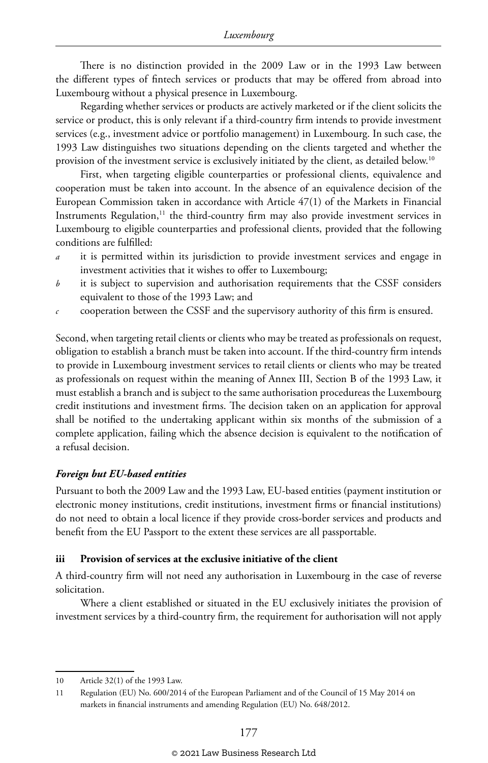There is no distinction provided in the 2009 Law or in the 1993 Law between the different types of fintech services or products that may be offered from abroad into Luxembourg without a physical presence in Luxembourg.

Regarding whether services or products are actively marketed or if the client solicits the service or product, this is only relevant if a third-country firm intends to provide investment services (e.g., investment advice or portfolio management) in Luxembourg. In such case, the 1993 Law distinguishes two situations depending on the clients targeted and whether the provision of the investment service is exclusively initiated by the client, as detailed below.[10]

First, when targeting eligible counterparties or professional clients, equivalence and cooperation must be taken into account. In the absence of an equivalence decision of the European Commission taken in accordance with Article 47(1) of the Markets in Financial Instruments Regulation,[11] the third-country firm may also provide investment services in Luxembourg to eligible counterparties and professional clients, provided that the following conditions are fulfilled:

*a* it is permitted within its jurisdiction to provide investment services and engage in investment activities that it wishes to offer to Luxembourg;

*b* it is subject to supervision and authorisation requirements that the CSSF considers equivalent to those of the 1993 Law; and

*c* cooperation between the CSSF and the supervisory authority of this firm is ensured.

Second, when targeting retail clients or clients who may be treated as professionals on request, obligation to establish a branch must be taken into account. If the third-country firm intends to provide in Luxembourg investment services to retail clients or clients who may be treated as professionals on request within the meaning of Annex III, Section B of the 1993 Law, it must establish a branch and is subject to the same authorisation procedureas the Luxembourg credit institutions and investment firms. The decision taken on an application for approval shall be notified to the undertaking applicant within six months of the submission of a complete application, failing which the absence decision is equivalent to the notification of a refusal decision.

#### *Foreign but EU-based entities*

Pursuant to both the 2009 Law and the 1993 Law, EU-based entities (payment institution or electronic money institutions, credit institutions, investment firms or financial institutions) do not need to obtain a local licence if they provide cross-border services and products and benefit from the EU Passport to the extent these services are all passportable.

### iii Provision of services at the exclusive initiative of the client

A third-country firm will not need any authorisation in Luxembourg in the case of reverse solicitation.

Where a client established or situated in the EU exclusively initiates the provision of investment services by a third-country firm, the requirement for authorisation will not apply

---

10 Article 32(1) of the 1993 Law.

11 Regulation (EU) No. 600/2014 of the European Parliament and of the Council of 15 May 2014 on markets in financial instruments and amending Regulation (EU) No. 648/2012.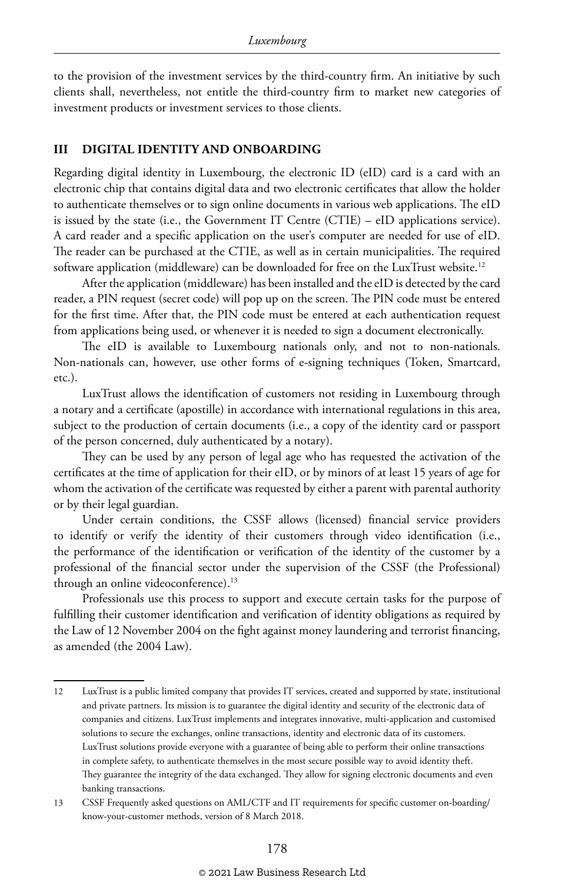to the provision of the investment services by the third-country firm. An initiative by such clients shall, nevertheless, not entitle the third-country firm to market new categories of investment products or investment services to those clients.

## III DIGITAL IDENTITY AND ONBOARDING

Regarding digital identity in Luxembourg, the electronic ID (eID) card is a card with an electronic chip that contains digital data and two electronic certificates that allow the holder to authenticate themselves or to sign online documents in various web applications. The eID is issued by the state (i.e., the Government IT Centre (CTIE) – eID applications service). A card reader and a specific application on the user's computer are needed for use of eID. The reader can be purchased at the CTIE, as well as in certain municipalities. The required software application (middleware) can be downloaded for free on the LuxTrust website.[12]

After the application (middleware) has been installed and the eID is detected by the card reader, a PIN request (secret code) will pop up on the screen. The PIN code must be entered for the first time. After that, the PIN code must be entered at each authentication request from applications being used, or whenever it is needed to sign a document electronically.

The eID is available to Luxembourg nationals only, and not to non-nationals. Non-nationals can, however, use other forms of e-signing techniques (Token, Smartcard, etc.).

LuxTrust allows the identification of customers not residing in Luxembourg through a notary and a certificate (apostille) in accordance with international regulations in this area, subject to the production of certain documents (i.e., a copy of the identity card or passport of the person concerned, duly authenticated by a notary).

They can be used by any person of legal age who has requested the activation of the certificates at the time of application for their eID, or by minors of at least 15 years of age for whom the activation of the certificate was requested by either a parent with parental authority or by their legal guardian.

Under certain conditions, the CSSF allows (licensed) financial service providers to identify or verify the identity of their customers through video identification (i.e., the performance of the identification or verification of the identity of the customer by a professional of the financial sector under the supervision of the CSSF (the Professional) through an online videoconference).[13]

Professionals use this process to support and execute certain tasks for the purpose of fulfilling their customer identification and verification of identity obligations as required by the Law of 12 November 2004 on the fight against money laundering and terrorist financing, as amended (the 2004 Law).

---

12 LuxTrust is a public limited company that provides IT services, created and supported by state, institutional and private partners. Its mission is to guarantee the digital identity and security of the electronic data of companies and citizens. LuxTrust implements and integrates innovative, multi-application and customised solutions to secure the exchanges, online transactions, identity and electronic data of its customers. LuxTrust solutions provide everyone with a guarantee of being able to perform their online transactions in complete safety, to authenticate themselves in the most secure possible way to avoid identity theft. They guarantee the integrity of the data exchanged. They allow for signing electronic documents and even banking transactions.

13 CSSF Frequently asked questions on AML/CTF and IT requirements for specific customer on-boarding/know-your-customer methods, version of 8 March 2018.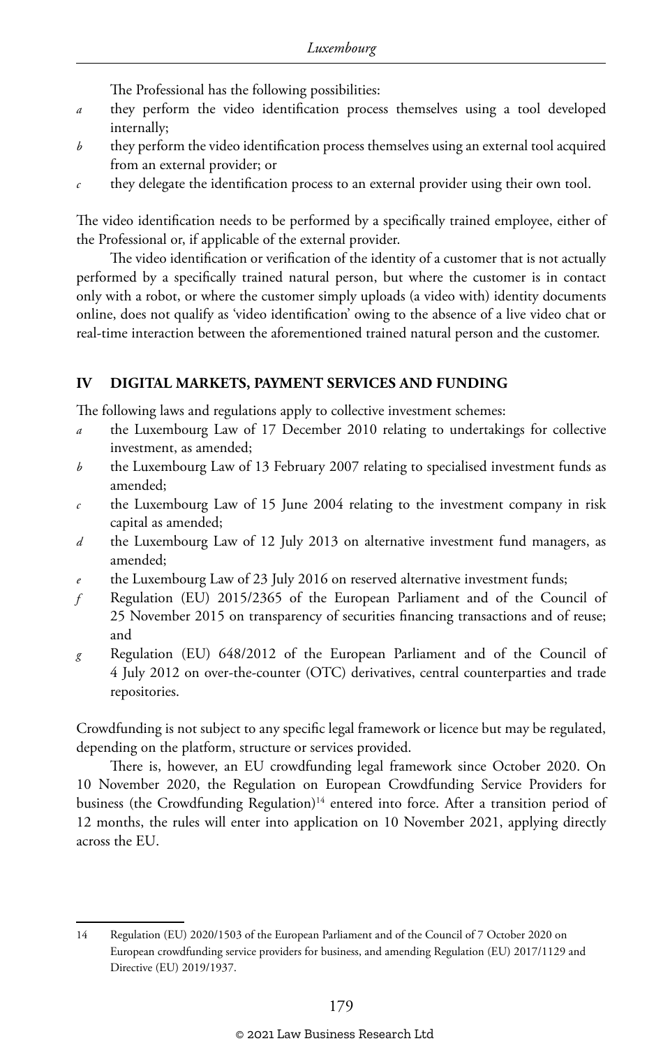The Professional has the following possibilities:

*a* they perform the video identification process themselves using a tool developed internally;

*b* they perform the video identification process themselves using an external tool acquired from an external provider; or

*c* they delegate the identification process to an external provider using their own tool.

The video identification needs to be performed by a specifically trained employee, either of the Professional or, if applicable of the external provider.

The video identification or verification of the identity of a customer that is not actually performed by a specifically trained natural person, but where the customer is in contact only with a robot, or where the customer simply uploads (a video with) identity documents online, does not qualify as 'video identification' owing to the absence of a live video chat or real-time interaction between the aforementioned trained natural person and the customer.

## IV DIGITAL MARKETS, PAYMENT SERVICES AND FUNDING

The following laws and regulations apply to collective investment schemes:

*a* the Luxembourg Law of 17 December 2010 relating to undertakings for collective investment, as amended;

*b* the Luxembourg Law of 13 February 2007 relating to specialised investment funds as amended;

*c* the Luxembourg Law of 15 June 2004 relating to the investment company in risk capital as amended;

*d* the Luxembourg Law of 12 July 2013 on alternative investment fund managers, as amended;

*e* the Luxembourg Law of 23 July 2016 on reserved alternative investment funds;

*f* Regulation (EU) 2015/2365 of the European Parliament and of the Council of 25 November 2015 on transparency of securities financing transactions and of reuse; and

*g* Regulation (EU) 648/2012 of the European Parliament and of the Council of 4 July 2012 on over-the-counter (OTC) derivatives, central counterparties and trade repositories.

Crowdfunding is not subject to any specific legal framework or licence but may be regulated, depending on the platform, structure or services provided.

There is, however, an EU crowdfunding legal framework since October 2020. On 10 November 2020, the Regulation on European Crowdfunding Service Providers for business (the Crowdfunding Regulation)[14] entered into force. After a transition period of 12 months, the rules will enter into application on 10 November 2021, applying directly across the EU.

---

14 Regulation (EU) 2020/1503 of the European Parliament and of the Council of 7 October 2020 on European crowdfunding service providers for business, and amending Regulation (EU) 2017/1129 and Directive (EU) 2019/1937.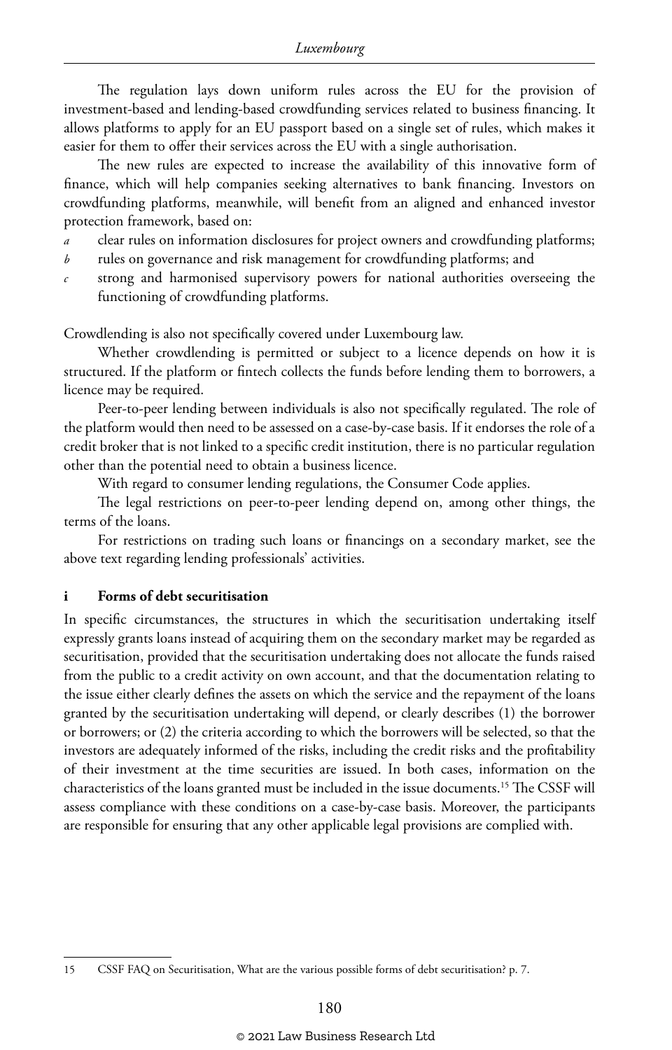The regulation lays down uniform rules across the EU for the provision of investment-based and lending-based crowdfunding services related to business financing. It allows platforms to apply for an EU passport based on a single set of rules, which makes it easier for them to offer their services across the EU with a single authorisation.

The new rules are expected to increase the availability of this innovative form of finance, which will help companies seeking alternatives to bank financing. Investors on crowdfunding platforms, meanwhile, will benefit from an aligned and enhanced investor protection framework, based on:

*a* clear rules on information disclosures for project owners and crowdfunding platforms;

*b* rules on governance and risk management for crowdfunding platforms; and

*c* strong and harmonised supervisory powers for national authorities overseeing the functioning of crowdfunding platforms.

Crowdlending is also not specifically covered under Luxembourg law.

Whether crowdlending is permitted or subject to a licence depends on how it is structured. If the platform or fintech collects the funds before lending them to borrowers, a licence may be required.

Peer-to-peer lending between individuals is also not specifically regulated. The role of the platform would then need to be assessed on a case-by-case basis. If it endorses the role of a credit broker that is not linked to a specific credit institution, there is no particular regulation other than the potential need to obtain a business licence.

With regard to consumer lending regulations, the Consumer Code applies.

The legal restrictions on peer-to-peer lending depend on, among other things, the terms of the loans.

For restrictions on trading such loans or financings on a secondary market, see the above text regarding lending professionals' activities.

### i Forms of debt securitisation

In specific circumstances, the structures in which the securitisation undertaking itself expressly grants loans instead of acquiring them on the secondary market may be regarded as securitisation, provided that the securitisation undertaking does not allocate the funds raised from the public to a credit activity on own account, and that the documentation relating to the issue either clearly defines the assets on which the service and the repayment of the loans granted by the securitisation undertaking will depend, or clearly describes (1) the borrower or borrowers; or (2) the criteria according to which the borrowers will be selected, so that the investors are adequately informed of the risks, including the credit risks and the profitability of their investment at the time securities are issued. In both cases, information on the characteristics of the loans granted must be included in the issue documents.[15] The CSSF will assess compliance with these conditions on a case-by-case basis. Moreover, the participants are responsible for ensuring that any other applicable legal provisions are complied with.

---

15 CSSF FAQ on Securitisation, What are the various possible forms of debt securitisation? p. 7.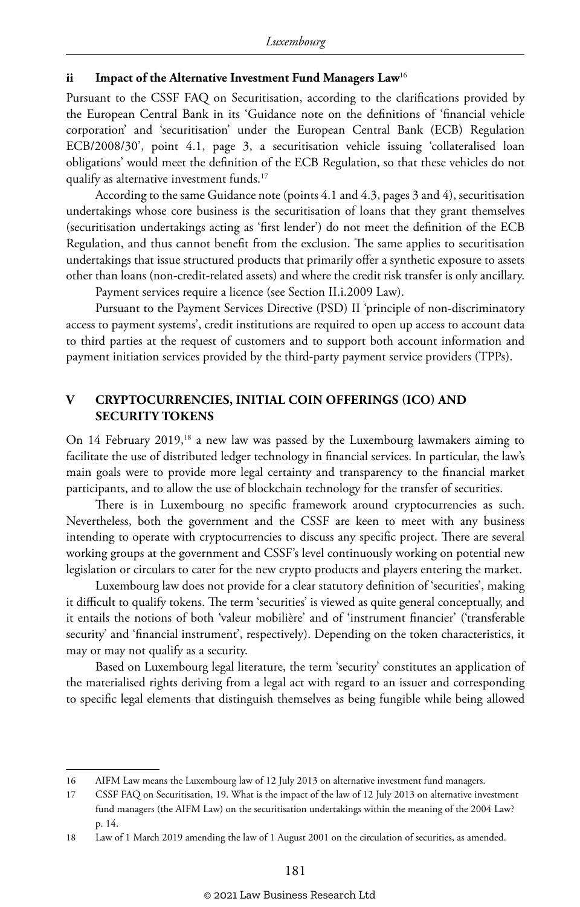### ii Impact of the Alternative Investment Fund Managers Law[16]

Pursuant to the CSSF FAQ on Securitisation, according to the clarifications provided by the European Central Bank in its 'Guidance note on the definitions of 'financial vehicle corporation' and 'securitisation' under the European Central Bank (ECB) Regulation ECB/2008/30', point 4.1, page 3, a securitisation vehicle issuing 'collateralised loan obligations' would meet the definition of the ECB Regulation, so that these vehicles do not qualify as alternative investment funds.[17]

According to the same Guidance note (points 4.1 and 4.3, pages 3 and 4), securitisation undertakings whose core business is the securitisation of loans that they grant themselves (securitisation undertakings acting as 'first lender') do not meet the definition of the ECB Regulation, and thus cannot benefit from the exclusion. The same applies to securitisation undertakings that issue structured products that primarily offer a synthetic exposure to assets other than loans (non-credit-related assets) and where the credit risk transfer is only ancillary.

Payment services require a licence (see Section II.i.2009 Law).

Pursuant to the Payment Services Directive (PSD) II 'principle of non-discriminatory access to payment systems', credit institutions are required to open up access to account data to third parties at the request of customers and to support both account information and payment initiation services provided by the third-party payment service providers (TPPs).

## V CRYPTOCURRENCIES, INITIAL COIN OFFERINGS (ICO) AND SECURITY TOKENS

On 14 February 2019,[18] a new law was passed by the Luxembourg lawmakers aiming to facilitate the use of distributed ledger technology in financial services. In particular, the law's main goals were to provide more legal certainty and transparency to the financial market participants, and to allow the use of blockchain technology for the transfer of securities.

There is in Luxembourg no specific framework around cryptocurrencies as such. Nevertheless, both the government and the CSSF are keen to meet with any business intending to operate with cryptocurrencies to discuss any specific project. There are several working groups at the government and CSSF's level continuously working on potential new legislation or circulars to cater for the new crypto products and players entering the market.

Luxembourg law does not provide for a clear statutory definition of 'securities', making it difficult to qualify tokens. The term 'securities' is viewed as quite general conceptually, and it entails the notions of both 'valeur mobilière' and of 'instrument financier' ('transferable security' and 'financial instrument', respectively). Depending on the token characteristics, it may or may not qualify as a security.

Based on Luxembourg legal literature, the term 'security' constitutes an application of the materialised rights deriving from a legal act with regard to an issuer and corresponding to specific legal elements that distinguish themselves as being fungible while being allowed

16 AIFM Law means the Luxembourg law of 12 July 2013 on alternative investment fund managers.

17 CSSF FAQ on Securitisation, 19. What is the impact of the law of 12 July 2013 on alternative investment fund managers (the AIFM Law) on the securitisation undertakings within the meaning of the 2004 Law? p. 14.

18 Law of 1 March 2019 amending the law of 1 August 2001 on the circulation of securities, as amended.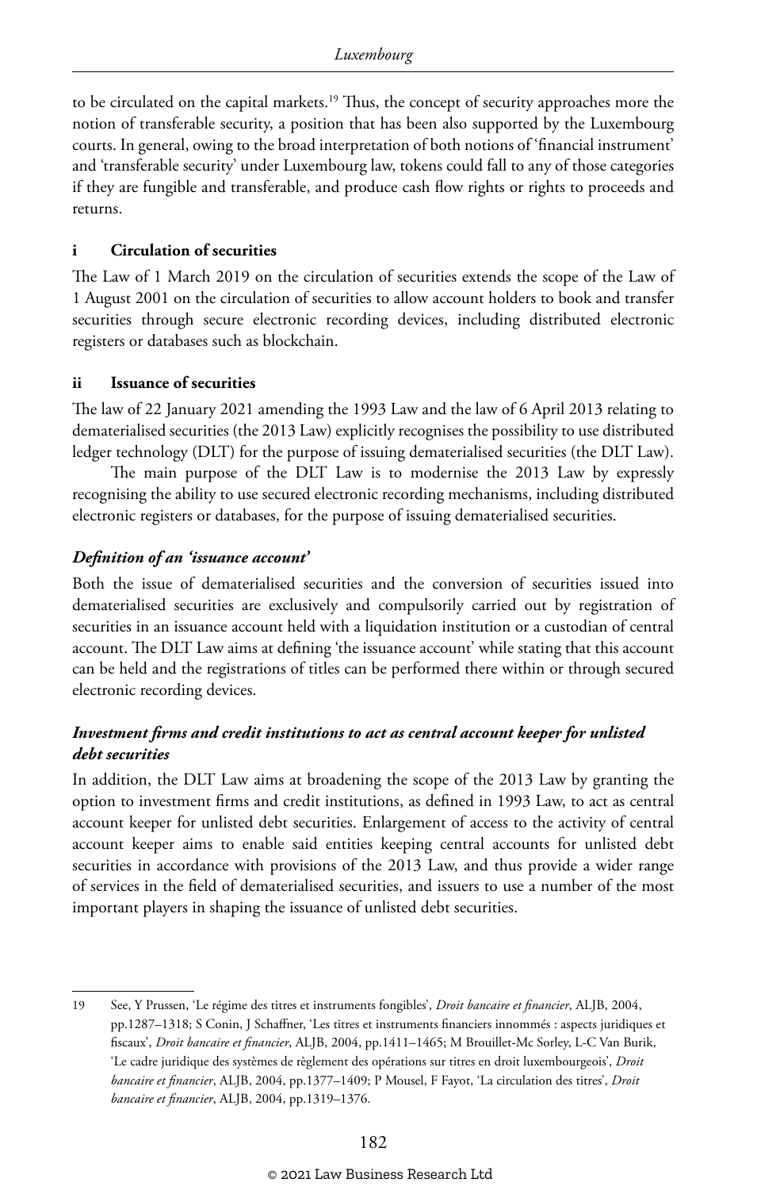to be circulated on the capital markets.[19] Thus, the concept of security approaches more the notion of transferable security, a position that has been also supported by the Luxembourg courts. In general, owing to the broad interpretation of both notions of 'financial instrument' and 'transferable security' under Luxembourg law, tokens could fall to any of those categories if they are fungible and transferable, and produce cash flow rights or rights to proceeds and returns.

### i Circulation of securities

The Law of 1 March 2019 on the circulation of securities extends the scope of the Law of 1 August 2001 on the circulation of securities to allow account holders to book and transfer securities through secure electronic recording devices, including distributed electronic registers or databases such as blockchain.

### ii Issuance of securities

The law of 22 January 2021 amending the 1993 Law and the law of 6 April 2013 relating to dematerialised securities (the 2013 Law) explicitly recognises the possibility to use distributed ledger technology (DLT) for the purpose of issuing dematerialised securities (the DLT Law).

The main purpose of the DLT Law is to modernise the 2013 Law by expressly recognising the ability to use secured electronic recording mechanisms, including distributed electronic registers or databases, for the purpose of issuing dematerialised securities.

#### *Definition of an 'issuance account'*

Both the issue of dematerialised securities and the conversion of securities issued into dematerialised securities are exclusively and compulsorily carried out by registration of securities in an issuance account held with a liquidation institution or a custodian of central account. The DLT Law aims at defining 'the issuance account' while stating that this account can be held and the registrations of titles can be performed there within or through secured electronic recording devices.

#### *Investment firms and credit institutions to act as central account keeper for unlisted debt securities*

In addition, the DLT Law aims at broadening the scope of the 2013 Law by granting the option to investment firms and credit institutions, as defined in 1993 Law, to act as central account keeper for unlisted debt securities. Enlargement of access to the activity of central account keeper aims to enable said entities keeping central accounts for unlisted debt securities in accordance with provisions of the 2013 Law, and thus provide a wider range of services in the field of dematerialised securities, and issuers to use a number of the most important players in shaping the issuance of unlisted debt securities.

---

19 See, Y Prussen, 'Le régime des titres et instruments fongibles', *Droit bancaire et financier*, ALJB, 2004, pp.1287–1318; S Conin, J Schaffner, 'Les titres et instruments financiers innommés : aspects juridiques et fiscaux', *Droit bancaire et financier*, ALJB, 2004, pp.1411–1465; M Brouillet-Mc Sorley, L-C Van Burik, 'Le cadre juridique des systèmes de règlement des opérations sur titres en droit luxembourgeois', *Droit bancaire et financier*, ALJB, 2004, pp.1377–1409; P Mousel, F Fayot, 'La circulation des titres', *Droit bancaire et financier*, ALJB, 2004, pp.1319–1376.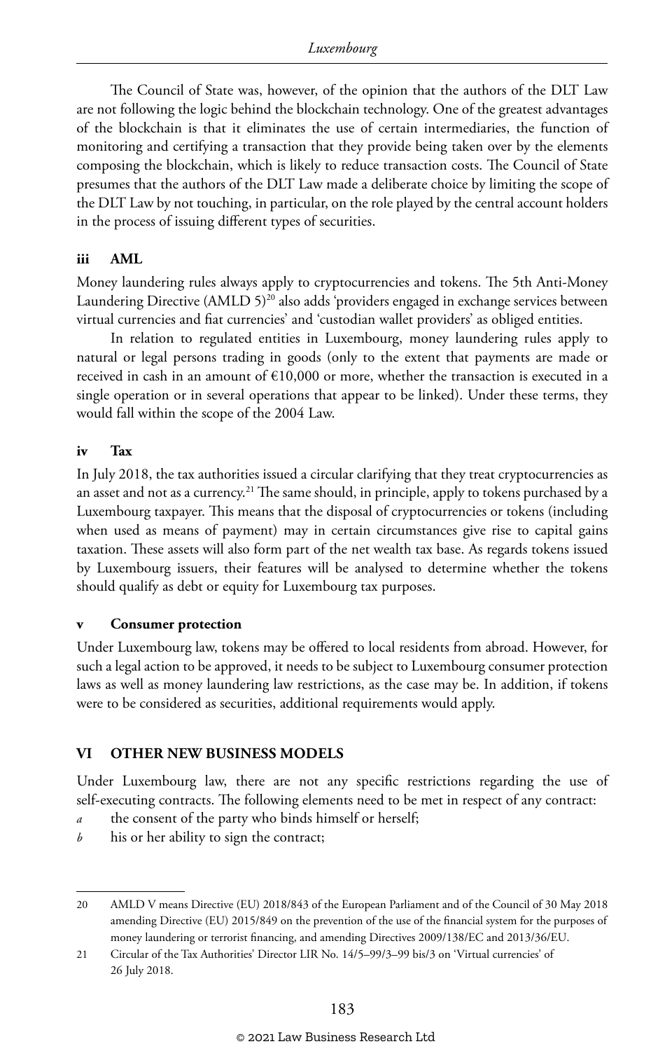The Council of State was, however, of the opinion that the authors of the DLT Law are not following the logic behind the blockchain technology. One of the greatest advantages of the blockchain is that it eliminates the use of certain intermediaries, the function of monitoring and certifying a transaction that they provide being taken over by the elements composing the blockchain, which is likely to reduce transaction costs. The Council of State presumes that the authors of the DLT Law made a deliberate choice by limiting the scope of the DLT Law by not touching, in particular, on the role played by the central account holders in the process of issuing different types of securities.

#### iii AML

Money laundering rules always apply to cryptocurrencies and tokens. The 5th Anti-Money Laundering Directive (AMLD 5)[20] also adds 'providers engaged in exchange services between virtual currencies and fiat currencies' and 'custodian wallet providers' as obliged entities.

In relation to regulated entities in Luxembourg, money laundering rules apply to natural or legal persons trading in goods (only to the extent that payments are made or received in cash in an amount of €10,000 or more, whether the transaction is executed in a single operation or in several operations that appear to be linked). Under these terms, they would fall within the scope of the 2004 Law.

#### iv Tax

In July 2018, the tax authorities issued a circular clarifying that they treat cryptocurrencies as an asset and not as a currency.[21] The same should, in principle, apply to tokens purchased by a Luxembourg taxpayer. This means that the disposal of cryptocurrencies or tokens (including when used as means of payment) may in certain circumstances give rise to capital gains taxation. These assets will also form part of the net wealth tax base. As regards tokens issued by Luxembourg issuers, their features will be analysed to determine whether the tokens should qualify as debt or equity for Luxembourg tax purposes.

#### v Consumer protection

Under Luxembourg law, tokens may be offered to local residents from abroad. However, for such a legal action to be approved, it needs to be subject to Luxembourg consumer protection laws as well as money laundering law restrictions, as the case may be. In addition, if tokens were to be considered as securities, additional requirements would apply.

## VI OTHER NEW BUSINESS MODELS

Under Luxembourg law, there are not any specific restrictions regarding the use of self-executing contracts. The following elements need to be met in respect of any contract:

*a* the consent of the party who binds himself or herself;

*b* his or her ability to sign the contract;

---

20 AMLD V means Directive (EU) 2018/843 of the European Parliament and of the Council of 30 May 2018 amending Directive (EU) 2015/849 on the prevention of the use of the financial system for the purposes of money laundering or terrorist financing, and amending Directives 2009/138/EC and 2013/36/EU.

21 Circular of the Tax Authorities' Director LIR No. 14/5–99/3–99 bis/3 on 'Virtual currencies' of 26 July 2018.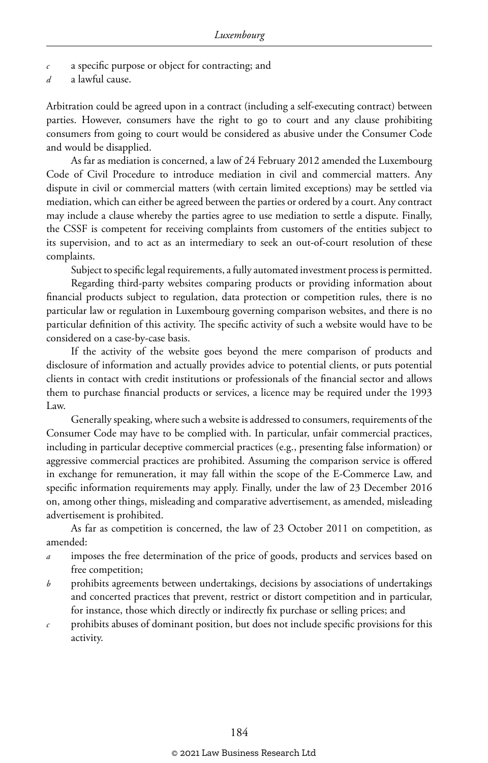*c* a specific purpose or object for contracting; and

*d* a lawful cause.

Arbitration could be agreed upon in a contract (including a self-executing contract) between parties. However, consumers have the right to go to court and any clause prohibiting consumers from going to court would be considered as abusive under the Consumer Code and would be disapplied.

As far as mediation is concerned, a law of 24 February 2012 amended the Luxembourg Code of Civil Procedure to introduce mediation in civil and commercial matters. Any dispute in civil or commercial matters (with certain limited exceptions) may be settled via mediation, which can either be agreed between the parties or ordered by a court. Any contract may include a clause whereby the parties agree to use mediation to settle a dispute. Finally, the CSSF is competent for receiving complaints from customers of the entities subject to its supervision, and to act as an intermediary to seek an out-of-court resolution of these complaints.

Subject to specific legal requirements, a fully automated investment process is permitted.

Regarding third-party websites comparing products or providing information about financial products subject to regulation, data protection or competition rules, there is no particular law or regulation in Luxembourg governing comparison websites, and there is no particular definition of this activity. The specific activity of such a website would have to be considered on a case-by-case basis.

If the activity of the website goes beyond the mere comparison of products and disclosure of information and actually provides advice to potential clients, or puts potential clients in contact with credit institutions or professionals of the financial sector and allows them to purchase financial products or services, a licence may be required under the 1993 Law.

Generally speaking, where such a website is addressed to consumers, requirements of the Consumer Code may have to be complied with. In particular, unfair commercial practices, including in particular deceptive commercial practices (e.g., presenting false information) or aggressive commercial practices are prohibited. Assuming the comparison service is offered in exchange for remuneration, it may fall within the scope of the E-Commerce Law, and specific information requirements may apply. Finally, under the law of 23 December 2016 on, among other things, misleading and comparative advertisement, as amended, misleading advertisement is prohibited.

As far as competition is concerned, the law of 23 October 2011 on competition, as amended:

*a* imposes the free determination of the price of goods, products and services based on free competition;

*b* prohibits agreements between undertakings, decisions by associations of undertakings and concerted practices that prevent, restrict or distort competition and in particular, for instance, those which directly or indirectly fix purchase or selling prices; and

*c* prohibits abuses of dominant position, but does not include specific provisions for this activity.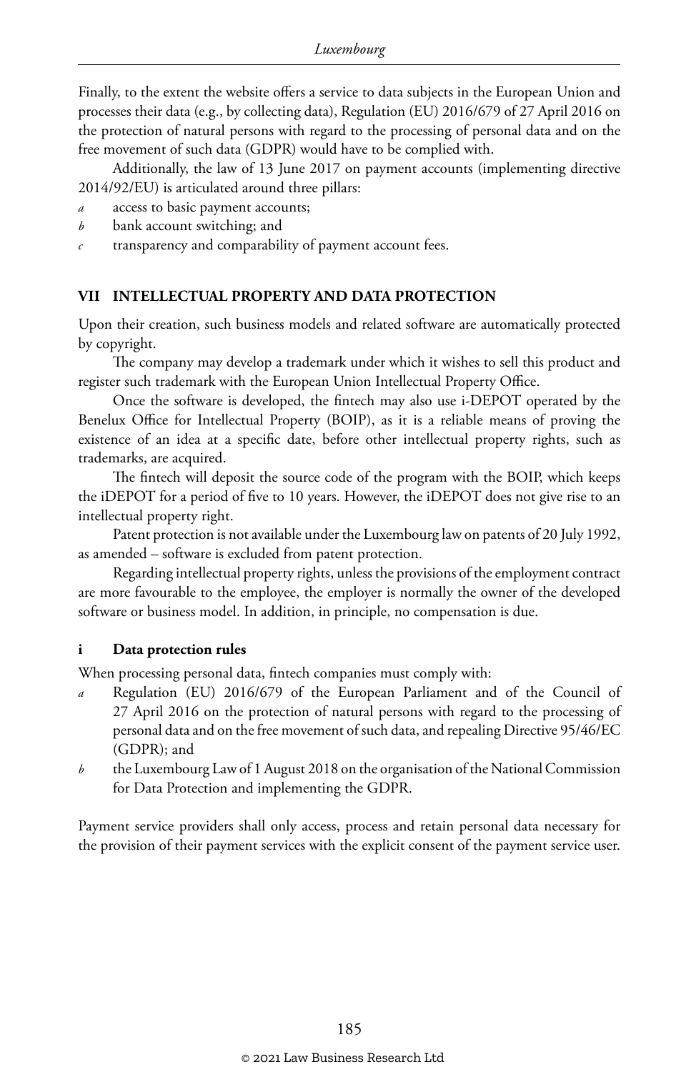Finally, to the extent the website offers a service to data subjects in the European Union and processes their data (e.g., by collecting data), Regulation (EU) 2016/679 of 27 April 2016 on the protection of natural persons with regard to the processing of personal data and on the free movement of such data (GDPR) would have to be complied with.

Additionally, the law of 13 June 2017 on payment accounts (implementing directive 2014/92/EU) is articulated around three pillars:

*a* access to basic payment accounts;

*b* bank account switching; and

*c* transparency and comparability of payment account fees.

## VII INTELLECTUAL PROPERTY AND DATA PROTECTION

Upon their creation, such business models and related software are automatically protected by copyright.

The company may develop a trademark under which it wishes to sell this product and register such trademark with the European Union Intellectual Property Office.

Once the software is developed, the fintech may also use i-DEPOT operated by the Benelux Office for Intellectual Property (BOIP), as it is a reliable means of proving the existence of an idea at a specific date, before other intellectual property rights, such as trademarks, are acquired.

The fintech will deposit the source code of the program with the BOIP, which keeps the iDEPOT for a period of five to 10 years. However, the iDEPOT does not give rise to an intellectual property right.

Patent protection is not available under the Luxembourg law on patents of 20 July 1992, as amended – software is excluded from patent protection.

Regarding intellectual property rights, unless the provisions of the employment contract are more favourable to the employee, the employer is normally the owner of the developed software or business model. In addition, in principle, no compensation is due.

### i Data protection rules

When processing personal data, fintech companies must comply with:

*a* Regulation (EU) 2016/679 of the European Parliament and of the Council of 27 April 2016 on the protection of natural persons with regard to the processing of personal data and on the free movement of such data, and repealing Directive 95/46/EC (GDPR); and

*b* the Luxembourg Law of 1 August 2018 on the organisation of the National Commission for Data Protection and implementing the GDPR.

Payment service providers shall only access, process and retain personal data necessary for the provision of their payment services with the explicit consent of the payment service user.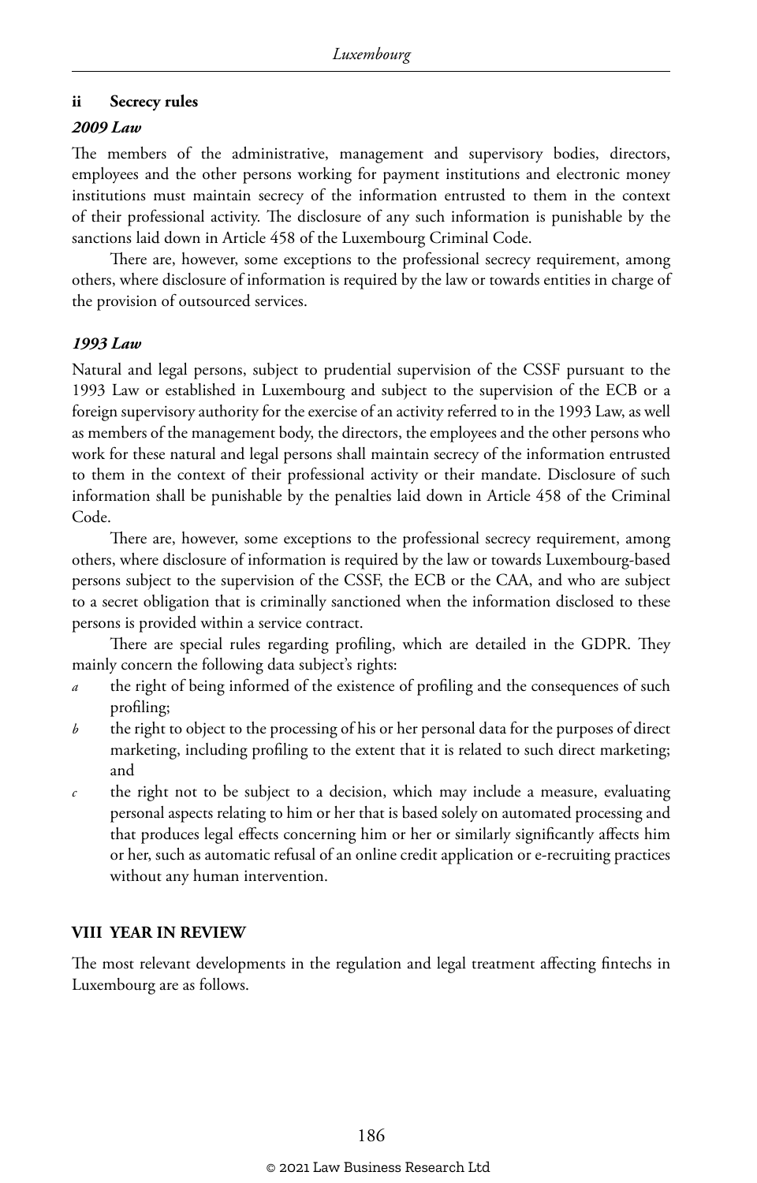### ii Secrecy rules

*2009 Law*

The members of the administrative, management and supervisory bodies, directors, employees and the other persons working for payment institutions and electronic money institutions must maintain secrecy of the information entrusted to them in the context of their professional activity. The disclosure of any such information is punishable by the sanctions laid down in Article 458 of the Luxembourg Criminal Code.

There are, however, some exceptions to the professional secrecy requirement, among others, where disclosure of information is required by the law or towards entities in charge of the provision of outsourced services.

*1993 Law*

Natural and legal persons, subject to prudential supervision of the CSSF pursuant to the 1993 Law or established in Luxembourg and subject to the supervision of the ECB or a foreign supervisory authority for the exercise of an activity referred to in the 1993 Law, as well as members of the management body, the directors, the employees and the other persons who work for these natural and legal persons shall maintain secrecy of the information entrusted to them in the context of their professional activity or their mandate. Disclosure of such information shall be punishable by the penalties laid down in Article 458 of the Criminal Code.

There are, however, some exceptions to the professional secrecy requirement, among others, where disclosure of information is required by the law or towards Luxembourg-based persons subject to the supervision of the CSSF, the ECB or the CAA, and who are subject to a secret obligation that is criminally sanctioned when the information disclosed to these persons is provided within a service contract.

There are special rules regarding profiling, which are detailed in the GDPR. They mainly concern the following data subject's rights:

*a* the right of being informed of the existence of profiling and the consequences of such profiling;

*b* the right to object to the processing of his or her personal data for the purposes of direct marketing, including profiling to the extent that it is related to such direct marketing; and

*c* the right not to be subject to a decision, which may include a measure, evaluating personal aspects relating to him or her that is based solely on automated processing and that produces legal effects concerning him or her or similarly significantly affects him or her, such as automatic refusal of an online credit application or e-recruiting practices without any human intervention.

## VIII YEAR IN REVIEW

The most relevant developments in the regulation and legal treatment affecting fintechs in Luxembourg are as follows.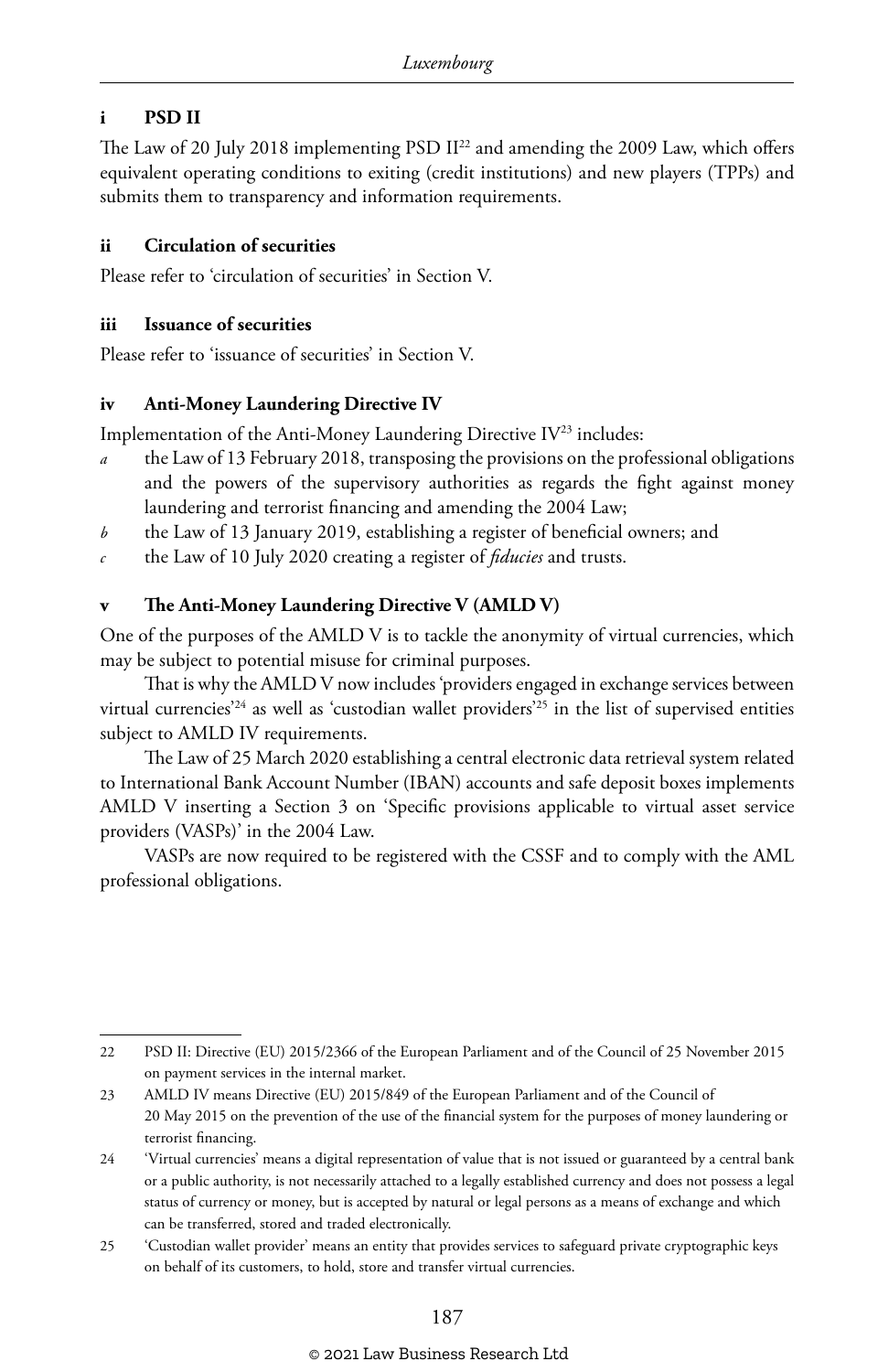### i PSD II

The Law of 20 July 2018 implementing PSD II[22] and amending the 2009 Law, which offers equivalent operating conditions to exiting (credit institutions) and new players (TPPs) and submits them to transparency and information requirements.

### ii Circulation of securities

Please refer to 'circulation of securities' in Section V.

### iii Issuance of securities

Please refer to 'issuance of securities' in Section V.

### iv Anti-Money Laundering Directive IV

Implementation of the Anti-Money Laundering Directive IV[23] includes:

*a* the Law of 13 February 2018, transposing the provisions on the professional obligations and the powers of the supervisory authorities as regards the fight against money laundering and terrorist financing and amending the 2004 Law;

*b* the Law of 13 January 2019, establishing a register of beneficial owners; and

*c* the Law of 10 July 2020 creating a register of *fiducies* and trusts.

### v The Anti-Money Laundering Directive V (AMLD V)

One of the purposes of the AMLD V is to tackle the anonymity of virtual currencies, which may be subject to potential misuse for criminal purposes.

That is why the AMLD V now includes 'providers engaged in exchange services between virtual currencies'[24] as well as 'custodian wallet providers'[25] in the list of supervised entities subject to AMLD IV requirements.

The Law of 25 March 2020 establishing a central electronic data retrieval system related to International Bank Account Number (IBAN) accounts and safe deposit boxes implements AMLD V inserting a Section 3 on 'Specific provisions applicable to virtual asset service providers (VASPs)' in the 2004 Law.

VASPs are now required to be registered with the CSSF and to comply with the AML professional obligations.

---

22 PSD II: Directive (EU) 2015/2366 of the European Parliament and of the Council of 25 November 2015 on payment services in the internal market.

23 AMLD IV means Directive (EU) 2015/849 of the European Parliament and of the Council of 20 May 2015 on the prevention of the use of the financial system for the purposes of money laundering or terrorist financing.

24 'Virtual currencies' means a digital representation of value that is not issued or guaranteed by a central bank or a public authority, is not necessarily attached to a legally established currency and does not possess a legal status of currency or money, but is accepted by natural or legal persons as a means of exchange and which can be transferred, stored and traded electronically.

25 'Custodian wallet provider' means an entity that provides services to safeguard private cryptographic keys on behalf of its customers, to hold, store and transfer virtual currencies.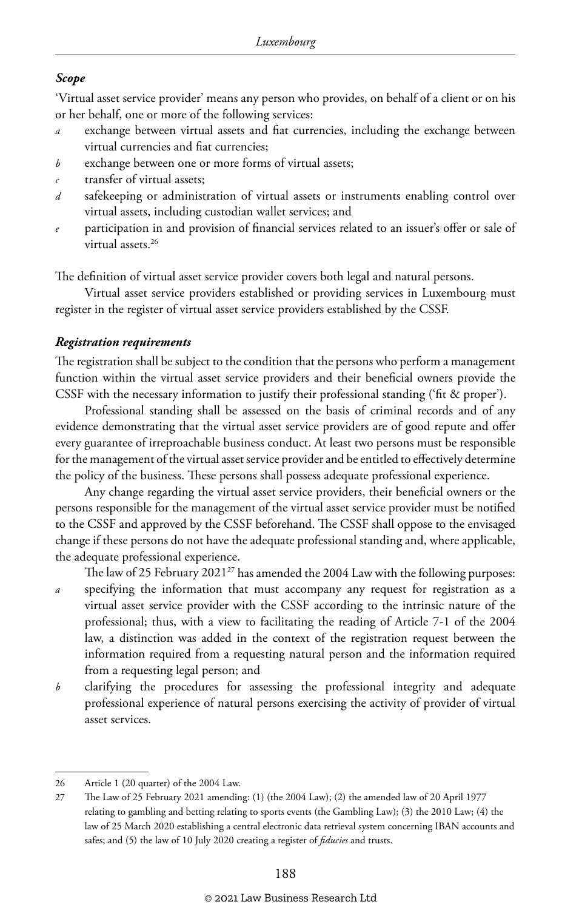***Scope***

'Virtual asset service provider' means any person who provides, on behalf of a client or on his or her behalf, one or more of the following services:

- *a* exchange between virtual assets and fiat currencies, including the exchange between virtual currencies and fiat currencies;
- *b* exchange between one or more forms of virtual assets;
- *c* transfer of virtual assets;
- *d* safekeeping or administration of virtual assets or instruments enabling control over virtual assets, including custodian wallet services; and
- *e* participation in and provision of financial services related to an issuer's offer or sale of virtual assets.[26]

The definition of virtual asset service provider covers both legal and natural persons.

Virtual asset service providers established or providing services in Luxembourg must register in the register of virtual asset service providers established by the CSSF.

***Registration requirements***

The registration shall be subject to the condition that the persons who perform a management function within the virtual asset service providers and their beneficial owners provide the CSSF with the necessary information to justify their professional standing ('fit & proper').

Professional standing shall be assessed on the basis of criminal records and of any evidence demonstrating that the virtual asset service providers are of good repute and offer every guarantee of irreproachable business conduct. At least two persons must be responsible for the management of the virtual asset service provider and be entitled to effectively determine the policy of the business. These persons shall possess adequate professional experience.

Any change regarding the virtual asset service providers, their beneficial owners or the persons responsible for the management of the virtual asset service provider must be notified to the CSSF and approved by the CSSF beforehand. The CSSF shall oppose to the envisaged change if these persons do not have the adequate professional standing and, where applicable, the adequate professional experience.

The law of 25 February 2021[27] has amended the 2004 Law with the following purposes:

- *a* specifying the information that must accompany any request for registration as a virtual asset service provider with the CSSF according to the intrinsic nature of the professional; thus, with a view to facilitating the reading of Article 7-1 of the 2004 law, a distinction was added in the context of the registration request between the information required from a requesting natural person and the information required from a requesting legal person; and
- *b* clarifying the procedures for assessing the professional integrity and adequate professional experience of natural persons exercising the activity of provider of virtual asset services.

---

26 Article 1 (20 quarter) of the 2004 Law.

27 The Law of 25 February 2021 amending: (1) (the 2004 Law); (2) the amended law of 20 April 1977 relating to gambling and betting relating to sports events (the Gambling Law); (3) the 2010 Law; (4) the law of 25 March 2020 establishing a central electronic data retrieval system concerning IBAN accounts and safes; and (5) the law of 10 July 2020 creating a register of *fiducies* and trusts.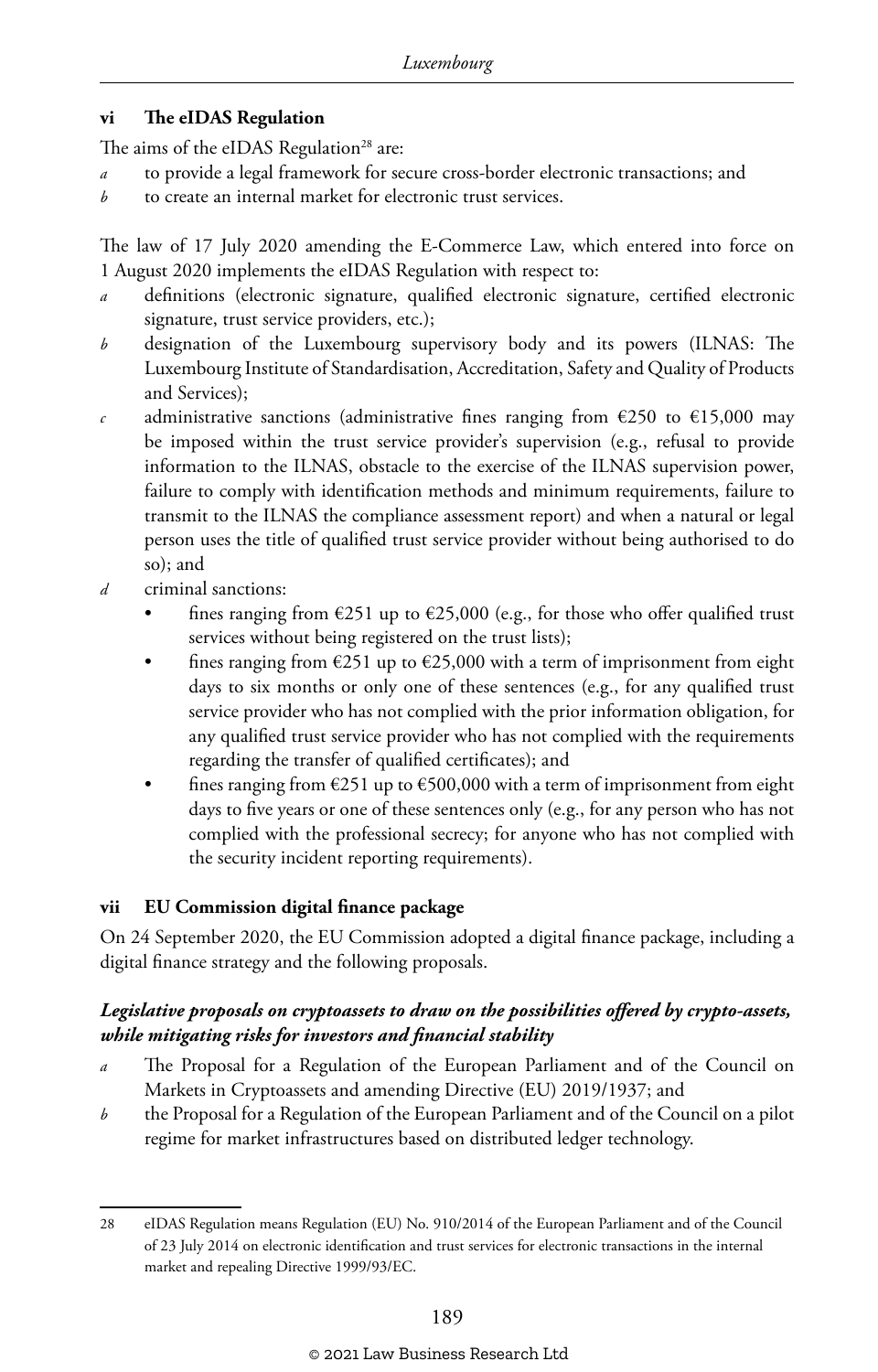### vi The eIDAS Regulation

The aims of the eIDAS Regulation[28] are:

- *a* to provide a legal framework for secure cross-border electronic transactions; and
- *b* to create an internal market for electronic trust services.

The law of 17 July 2020 amending the E-Commerce Law, which entered into force on 1 August 2020 implements the eIDAS Regulation with respect to:

- *a* definitions (electronic signature, qualified electronic signature, certified electronic signature, trust service providers, etc.);
- *b* designation of the Luxembourg supervisory body and its powers (ILNAS: The Luxembourg Institute of Standardisation, Accreditation, Safety and Quality of Products and Services);
- *c* administrative sanctions (administrative fines ranging from €250 to €15,000 may be imposed within the trust service provider's supervision (e.g., refusal to provide information to the ILNAS, obstacle to the exercise of the ILNAS supervision power, failure to comply with identification methods and minimum requirements, failure to transmit to the ILNAS the compliance assessment report) and when a natural or legal person uses the title of qualified trust service provider without being authorised to do so); and
- *d* criminal sanctions:
  - fines ranging from €251 up to €25,000 (e.g., for those who offer qualified trust services without being registered on the trust lists);
  - fines ranging from €251 up to €25,000 with a term of imprisonment from eight days to six months or only one of these sentences (e.g., for any qualified trust service provider who has not complied with the prior information obligation, for any qualified trust service provider who has not complied with the requirements regarding the transfer of qualified certificates); and
  - fines ranging from €251 up to €500,000 with a term of imprisonment from eight days to five years or one of these sentences only (e.g., for any person who has not complied with the professional secrecy; for anyone who has not complied with the security incident reporting requirements).

### vii EU Commission digital finance package

On 24 September 2020, the EU Commission adopted a digital finance package, including a digital finance strategy and the following proposals.

#### *Legislative proposals on cryptoassets to draw on the possibilities offered by crypto-assets, while mitigating risks for investors and financial stability*

- *a* The Proposal for a Regulation of the European Parliament and of the Council on Markets in Cryptoassets and amending Directive (EU) 2019/1937; and
- *b* the Proposal for a Regulation of the European Parliament and of the Council on a pilot regime for market infrastructures based on distributed ledger technology.

---

28 eIDAS Regulation means Regulation (EU) No. 910/2014 of the European Parliament and of the Council of 23 July 2014 on electronic identification and trust services for electronic transactions in the internal market and repealing Directive 1999/93/EC.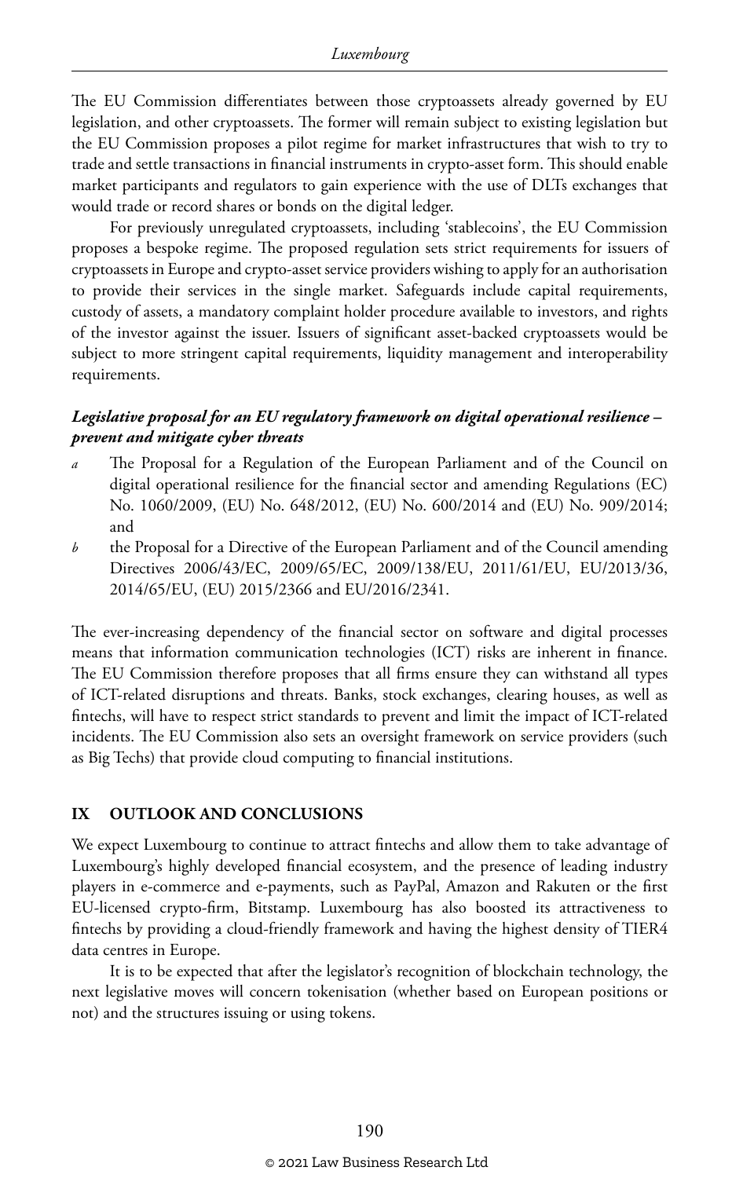The EU Commission differentiates between those cryptoassets already governed by EU legislation, and other cryptoassets. The former will remain subject to existing legislation but the EU Commission proposes a pilot regime for market infrastructures that wish to try to trade and settle transactions in financial instruments in crypto-asset form. This should enable market participants and regulators to gain experience with the use of DLTs exchanges that would trade or record shares or bonds on the digital ledger.

For previously unregulated cryptoassets, including 'stablecoins', the EU Commission proposes a bespoke regime. The proposed regulation sets strict requirements for issuers of cryptoassets in Europe and crypto-asset service providers wishing to apply for an authorisation to provide their services in the single market. Safeguards include capital requirements, custody of assets, a mandatory complaint holder procedure available to investors, and rights of the investor against the issuer. Issuers of significant asset-backed cryptoassets would be subject to more stringent capital requirements, liquidity management and interoperability requirements.

***Legislative proposal for an EU regulatory framework on digital operational resilience – prevent and mitigate cyber threats***

- *a* The Proposal for a Regulation of the European Parliament and of the Council on digital operational resilience for the financial sector and amending Regulations (EC) No. 1060/2009, (EU) No. 648/2012, (EU) No. 600/2014 and (EU) No. 909/2014; and
- *b* the Proposal for a Directive of the European Parliament and of the Council amending Directives 2006/43/EC, 2009/65/EC, 2009/138/EU, 2011/61/EU, EU/2013/36, 2014/65/EU, (EU) 2015/2366 and EU/2016/2341.

The ever-increasing dependency of the financial sector on software and digital processes means that information communication technologies (ICT) risks are inherent in finance. The EU Commission therefore proposes that all firms ensure they can withstand all types of ICT-related disruptions and threats. Banks, stock exchanges, clearing houses, as well as fintechs, will have to respect strict standards to prevent and limit the impact of ICT-related incidents. The EU Commission also sets an oversight framework on service providers (such as Big Techs) that provide cloud computing to financial institutions.

## IX OUTLOOK AND CONCLUSIONS

We expect Luxembourg to continue to attract fintechs and allow them to take advantage of Luxembourg's highly developed financial ecosystem, and the presence of leading industry players in e-commerce and e-payments, such as PayPal, Amazon and Rakuten or the first EU-licensed crypto-firm, Bitstamp. Luxembourg has also boosted its attractiveness to fintechs by providing a cloud-friendly framework and having the highest density of TIER4 data centres in Europe.

It is to be expected that after the legislator's recognition of blockchain technology, the next legislative moves will concern tokenisation (whether based on European positions or not) and the structures issuing or using tokens.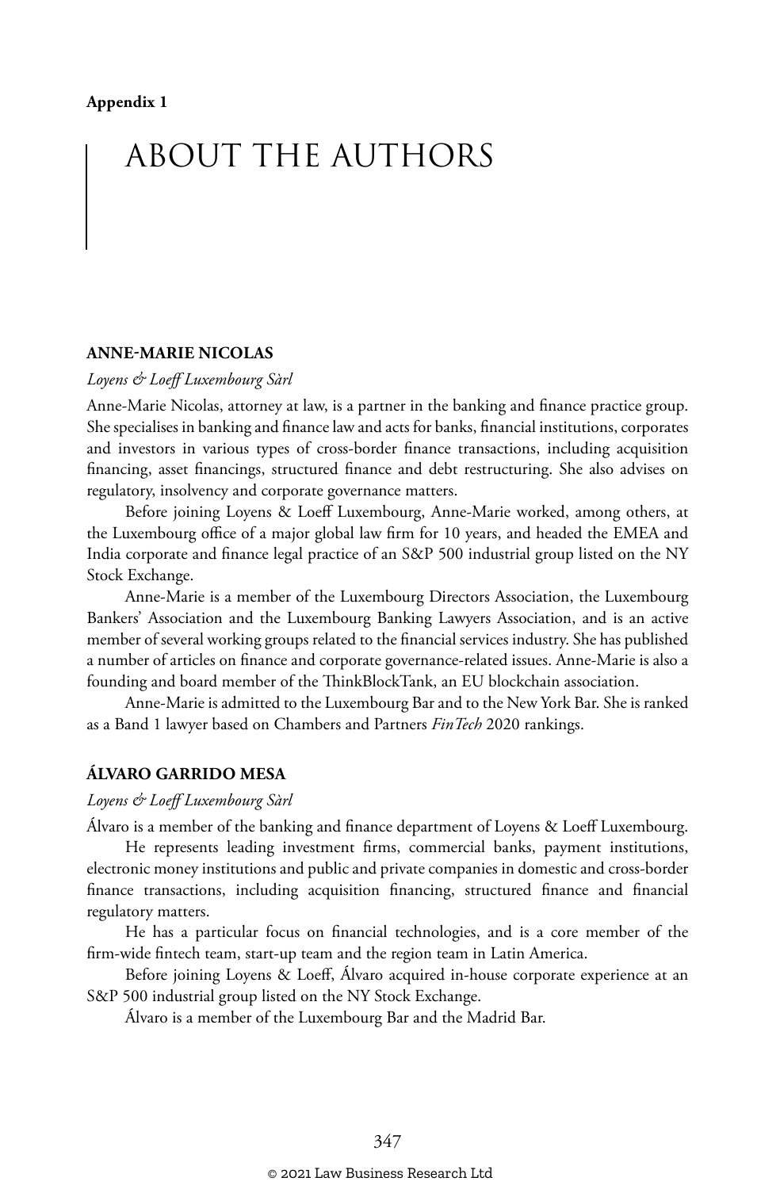**Appendix 1**

# ABOUT THE AUTHORS

## ANNE-MARIE NICOLAS

*Loyens & Loeff Luxembourg Sàrl*

Anne-Marie Nicolas, attorney at law, is a partner in the banking and finance practice group. She specialises in banking and finance law and acts for banks, financial institutions, corporates and investors in various types of cross-border finance transactions, including acquisition financing, asset financings, structured finance and debt restructuring. She also advises on regulatory, insolvency and corporate governance matters.

Before joining Loyens & Loeff Luxembourg, Anne-Marie worked, among others, at the Luxembourg office of a major global law firm for 10 years, and headed the EMEA and India corporate and finance legal practice of an S&P 500 industrial group listed on the NY Stock Exchange.

Anne-Marie is a member of the Luxembourg Directors Association, the Luxembourg Bankers' Association and the Luxembourg Banking Lawyers Association, and is an active member of several working groups related to the financial services industry. She has published a number of articles on finance and corporate governance-related issues. Anne-Marie is also a founding and board member of the ThinkBlockTank, an EU blockchain association.

Anne-Marie is admitted to the Luxembourg Bar and to the New York Bar. She is ranked as a Band 1 lawyer based on Chambers and Partners *FinTech* 2020 rankings.

## ÁLVARO GARRIDO MESA

*Loyens & Loeff Luxembourg Sàrl*

Álvaro is a member of the banking and finance department of Loyens & Loeff Luxembourg.

He represents leading investment firms, commercial banks, payment institutions, electronic money institutions and public and private companies in domestic and cross-border finance transactions, including acquisition financing, structured finance and financial regulatory matters.

He has a particular focus on financial technologies, and is a core member of the firm-wide fintech team, start-up team and the region team in Latin America.

Before joining Loyens & Loeff, Álvaro acquired in-house corporate experience at an S&P 500 industrial group listed on the NY Stock Exchange.

Álvaro is a member of the Luxembourg Bar and the Madrid Bar.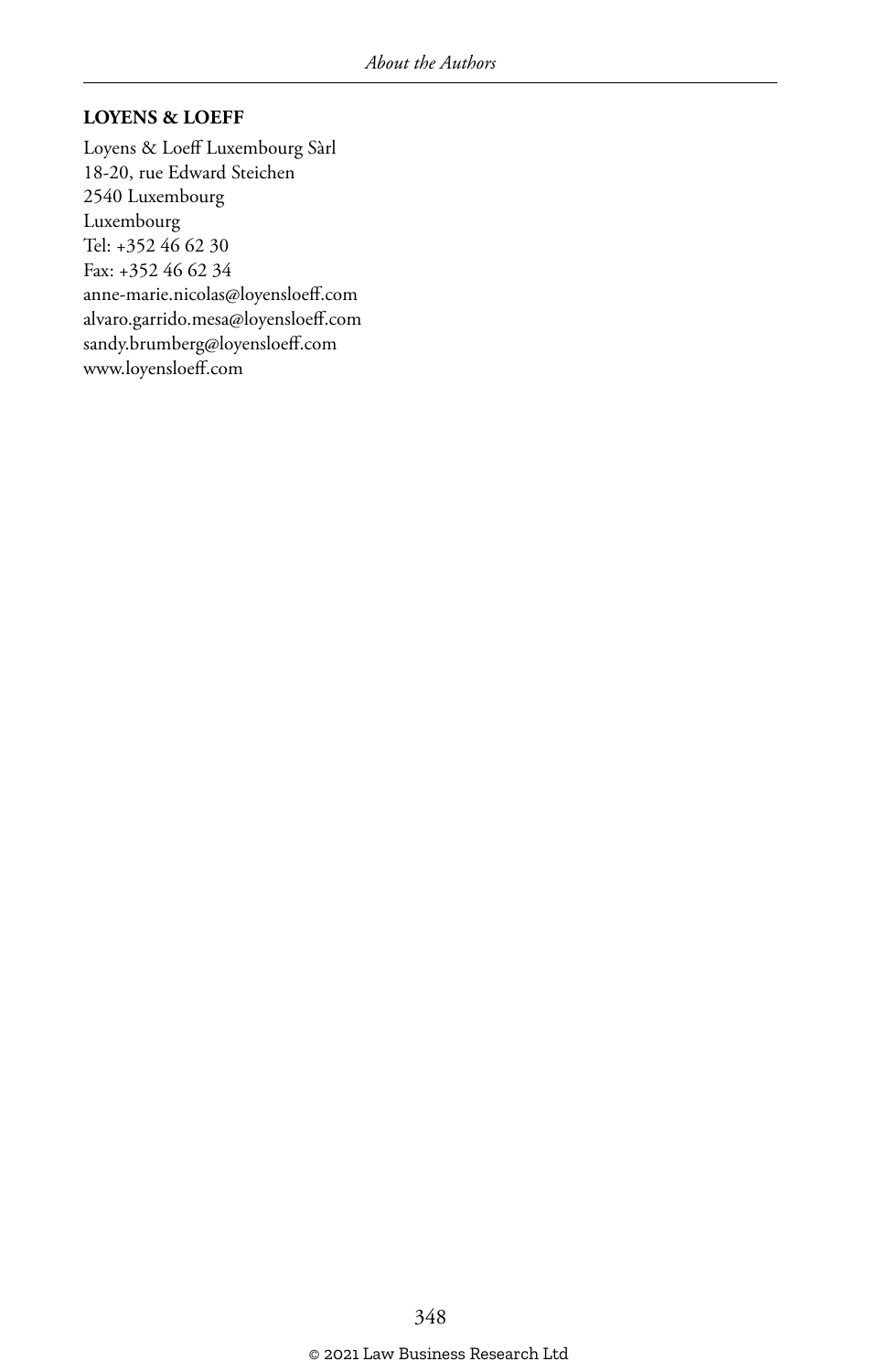**LOYENS & LOEFF**

Loyens & Loeff Luxembourg Sàrl
18-20, rue Edward Steichen
2540 Luxembourg
Luxembourg
Tel: +352 46 62 30
Fax: +352 46 62 34
anne-marie.nicolas@loyensloeff.com
alvaro.garrido.mesa@loyensloeff.com
sandy.brumberg@loyensloeff.com
www.loyensloeff.com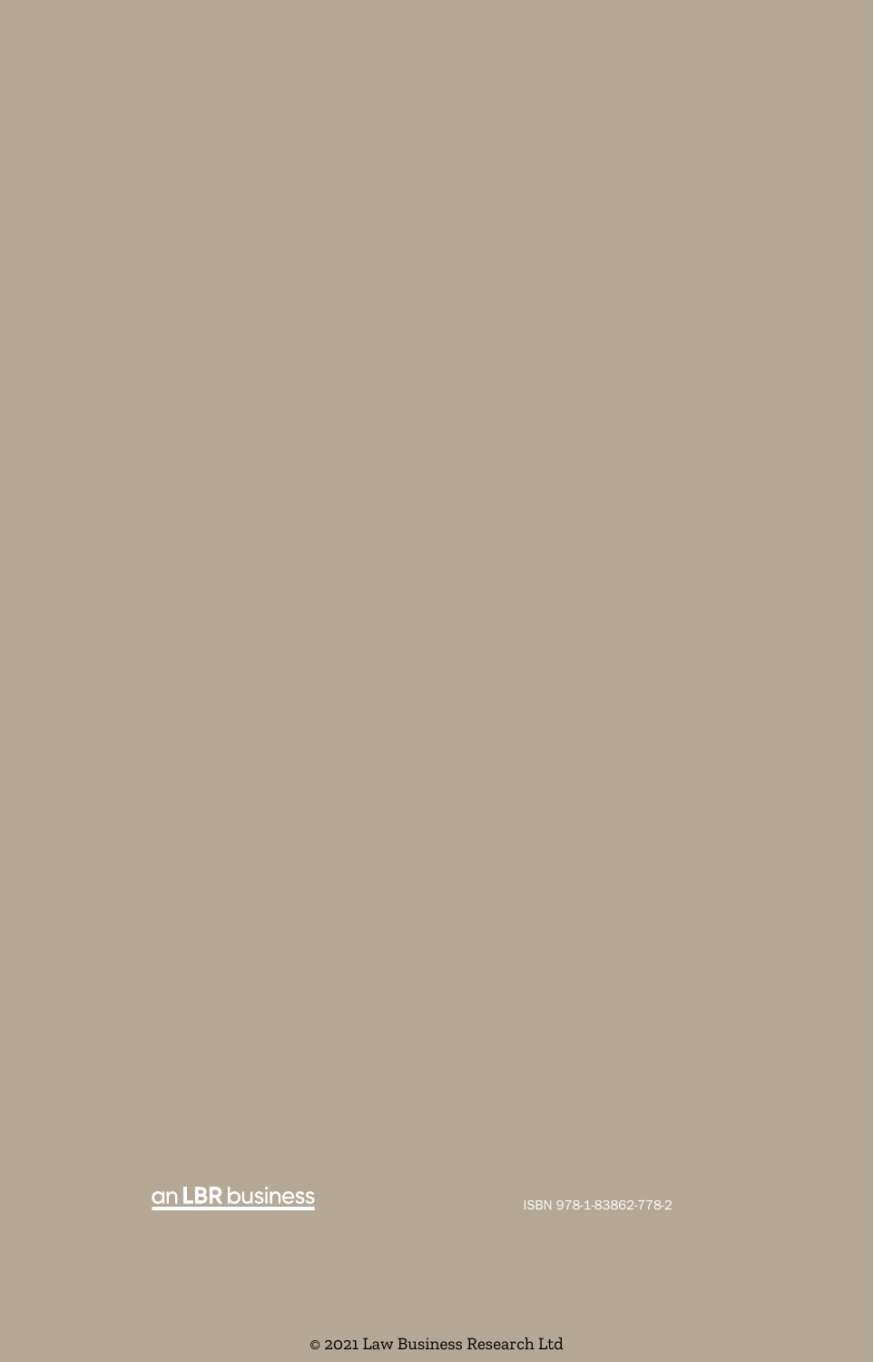an LBR business

ISBN 978-1-83862-778-2

© 2021 Law Business Research Ltd